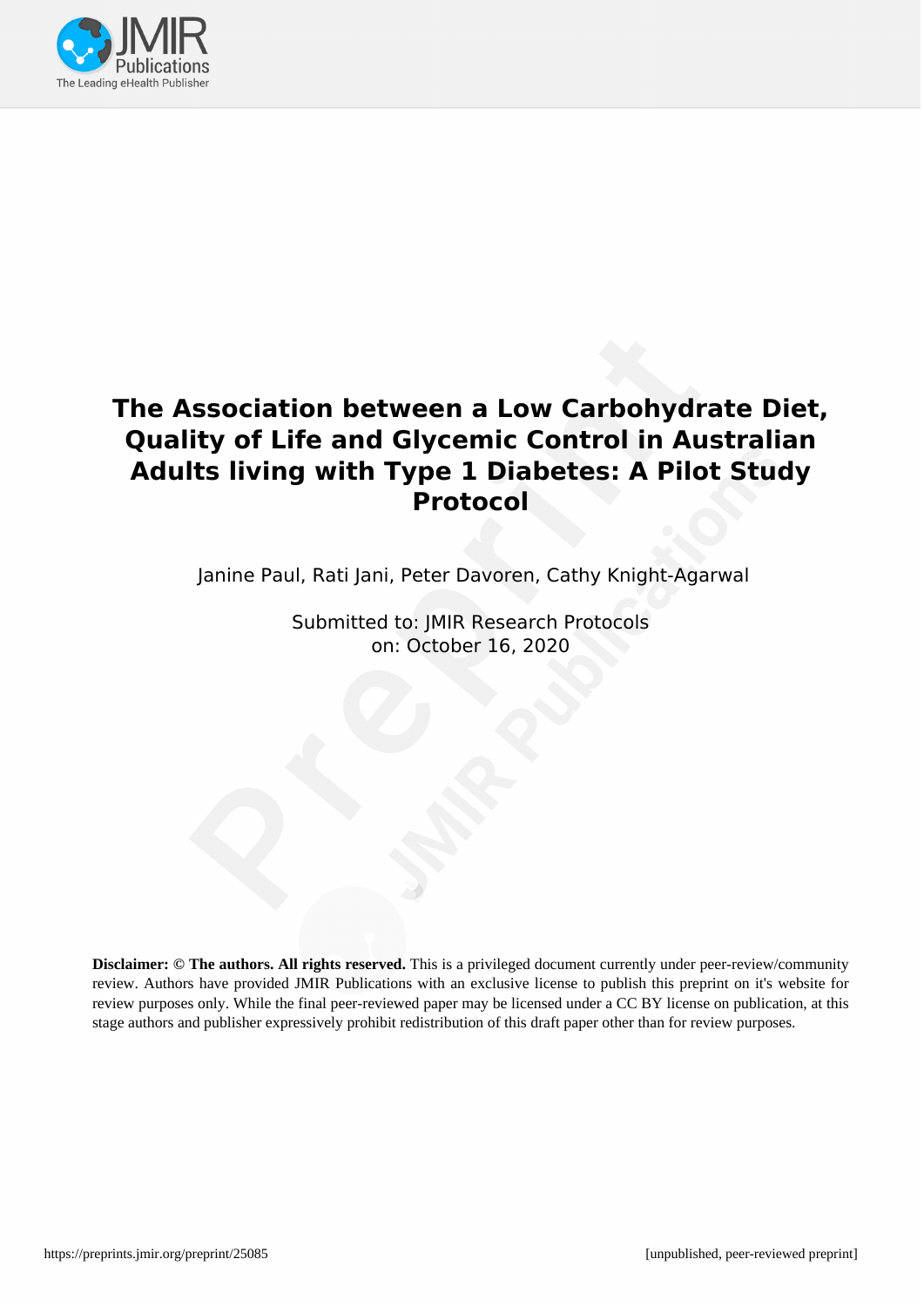# The Association between a Low Carbohydrate Diet, Quality of Life and Glycemic Control in Australian Adults living with Type 1 Diabetes: A Pilot Study Protocol

Janine Paul, Rati Jani, Peter Davoren, Cathy Knight-Agarwal

Submitted to: JMIR Research Protocols
on: October 16, 2020

**Disclaimer: © The authors. All rights reserved.** This is a privileged document currently under peer-review/community review. Authors have provided JMIR Publications with an exclusive license to publish this preprint on it's website for review purposes only. While the final peer-reviewed paper may be licensed under a CC BY license on publication, at this stage authors and publisher expressively prohibit redistribution of this draft paper other than for review purposes.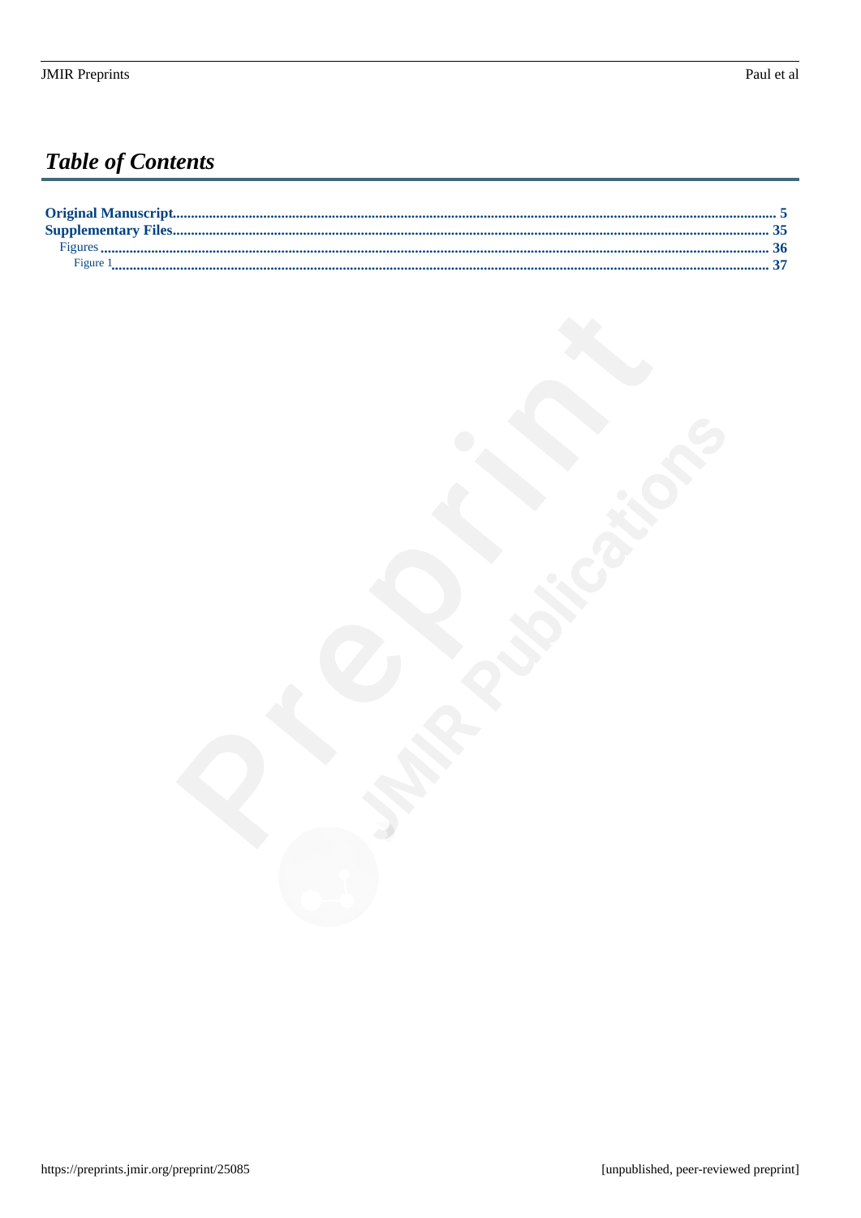# *Table of Contents*

**Original Manuscript** ........................................................ **5**
**Supplementary Files** ........................................................ **35**
  Figures ........................................................ **36**
    Figure 1 ........................................................ **37**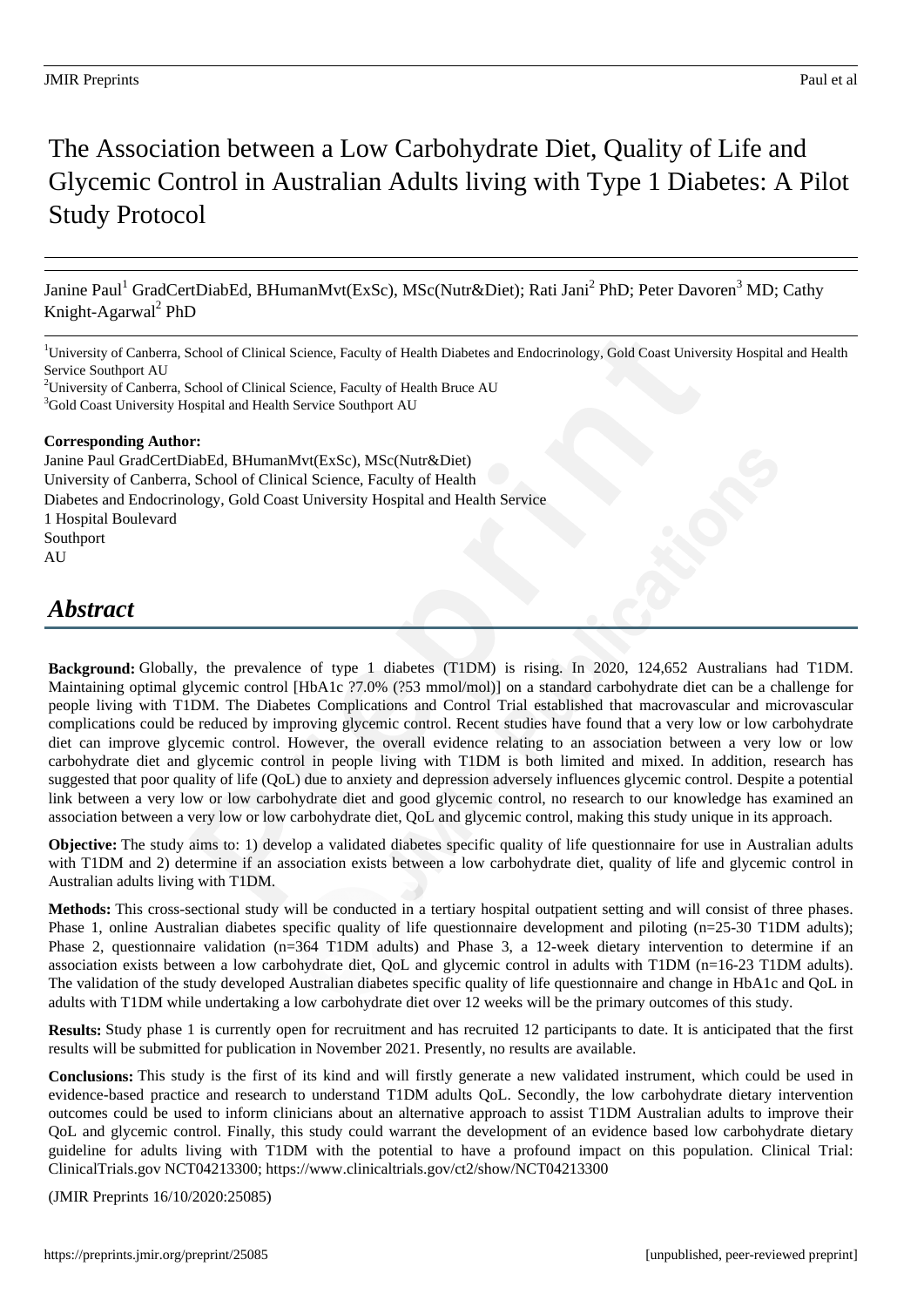# The Association between a Low Carbohydrate Diet, Quality of Life and Glycemic Control in Australian Adults living with Type 1 Diabetes: A Pilot Study Protocol

Janine Paul[1] GradCertDiabEd, BHumanMvt(ExSc), MSc(Nutr&Diet); Rati Jani[2] PhD; Peter Davoren[3] MD; Cathy Knight-Agarwal[2] PhD

[1]University of Canberra, School of Clinical Science, Faculty of Health Diabetes and Endocrinology, Gold Coast University Hospital and Health Service Southport AU
[2]University of Canberra, School of Clinical Science, Faculty of Health Bruce AU
[3]Gold Coast University Hospital and Health Service Southport AU

**Corresponding Author:**
Janine Paul GradCertDiabEd, BHumanMvt(ExSc), MSc(Nutr&Diet)
University of Canberra, School of Clinical Science, Faculty of Health
Diabetes and Endocrinology, Gold Coast University Hospital and Health Service
1 Hospital Boulevard
Southport
AU

## *Abstract*

**Background:** Globally, the prevalence of type 1 diabetes (T1DM) is rising. In 2020, 124,652 Australians had T1DM. Maintaining optimal glycemic control [HbA1c ?7.0% (?53 mmol/mol)] on a standard carbohydrate diet can be a challenge for people living with T1DM. The Diabetes Complications and Control Trial established that macrovascular and microvascular complications could be reduced by improving glycemic control. Recent studies have found that a very low or low carbohydrate diet can improve glycemic control. However, the overall evidence relating to an association between a very low or low carbohydrate diet and glycemic control in people living with T1DM is both limited and mixed. In addition, research has suggested that poor quality of life (QoL) due to anxiety and depression adversely influences glycemic control. Despite a potential link between a very low or low carbohydrate diet and good glycemic control, no research to our knowledge has examined an association between a very low or low carbohydrate diet, QoL and glycemic control, making this study unique in its approach.

**Objective:** The study aims to: 1) develop a validated diabetes specific quality of life questionnaire for use in Australian adults with T1DM and 2) determine if an association exists between a low carbohydrate diet, quality of life and glycemic control in Australian adults living with T1DM.

**Methods:** This cross-sectional study will be conducted in a tertiary hospital outpatient setting and will consist of three phases. Phase 1, online Australian diabetes specific quality of life questionnaire development and piloting (n=25-30 T1DM adults); Phase 2, questionnaire validation (n=364 T1DM adults) and Phase 3, a 12-week dietary intervention to determine if an association exists between a low carbohydrate diet, QoL and glycemic control in adults with T1DM (n=16-23 T1DM adults). The validation of the study developed Australian diabetes specific quality of life questionnaire and change in HbA1c and QoL in adults with T1DM while undertaking a low carbohydrate diet over 12 weeks will be the primary outcomes of this study.

**Results:** Study phase 1 is currently open for recruitment and has recruited 12 participants to date. It is anticipated that the first results will be submitted for publication in November 2021. Presently, no results are available.

**Conclusions:** This study is the first of its kind and will firstly generate a new validated instrument, which could be used in evidence-based practice and research to understand T1DM adults QoL. Secondly, the low carbohydrate dietary intervention outcomes could be used to inform clinicians about an alternative approach to assist T1DM Australian adults to improve their QoL and glycemic control. Finally, this study could warrant the development of an evidence based low carbohydrate dietary guideline for adults living with T1DM with the potential to have a profound impact on this population. Clinical Trial: ClinicalTrials.gov NCT04213300; https://www.clinicaltrials.gov/ct2/show/NCT04213300

(JMIR Preprints 16/10/2020:25085)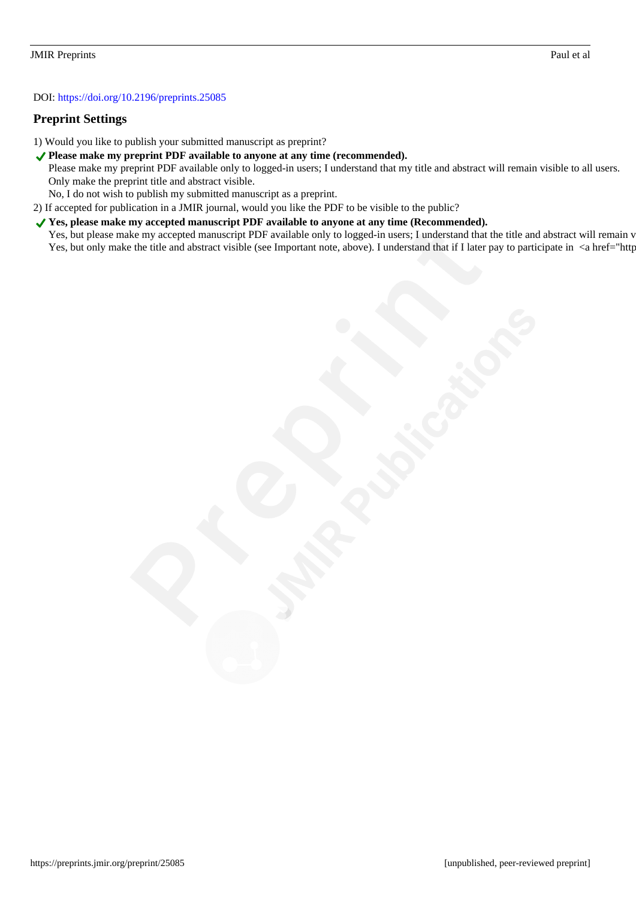DOI: https://doi.org/10.2196/preprints.25085

## Preprint Settings

1) Would you like to publish your submitted manuscript as preprint?

- ✓ **Please make my preprint PDF available to anyone at any time (recommended).**
- Please make my preprint PDF available only to logged-in users; I understand that my title and abstract will remain visible to all users.
- Only make the preprint title and abstract visible.
- No, I do not wish to publish my submitted manuscript as a preprint.

2) If accepted for publication in a JMIR journal, would you like the PDF to be visible to the public?

- ✓ **Yes, please make my accepted manuscript PDF available to anyone at any time (Recommended).**
- Yes, but please make my accepted manuscript PDF available only to logged-in users; I understand that the title and abstract will remain v
- Yes, but only make the title and abstract visible (see Important note, above). I understand that if I later pay to participate in <a href="http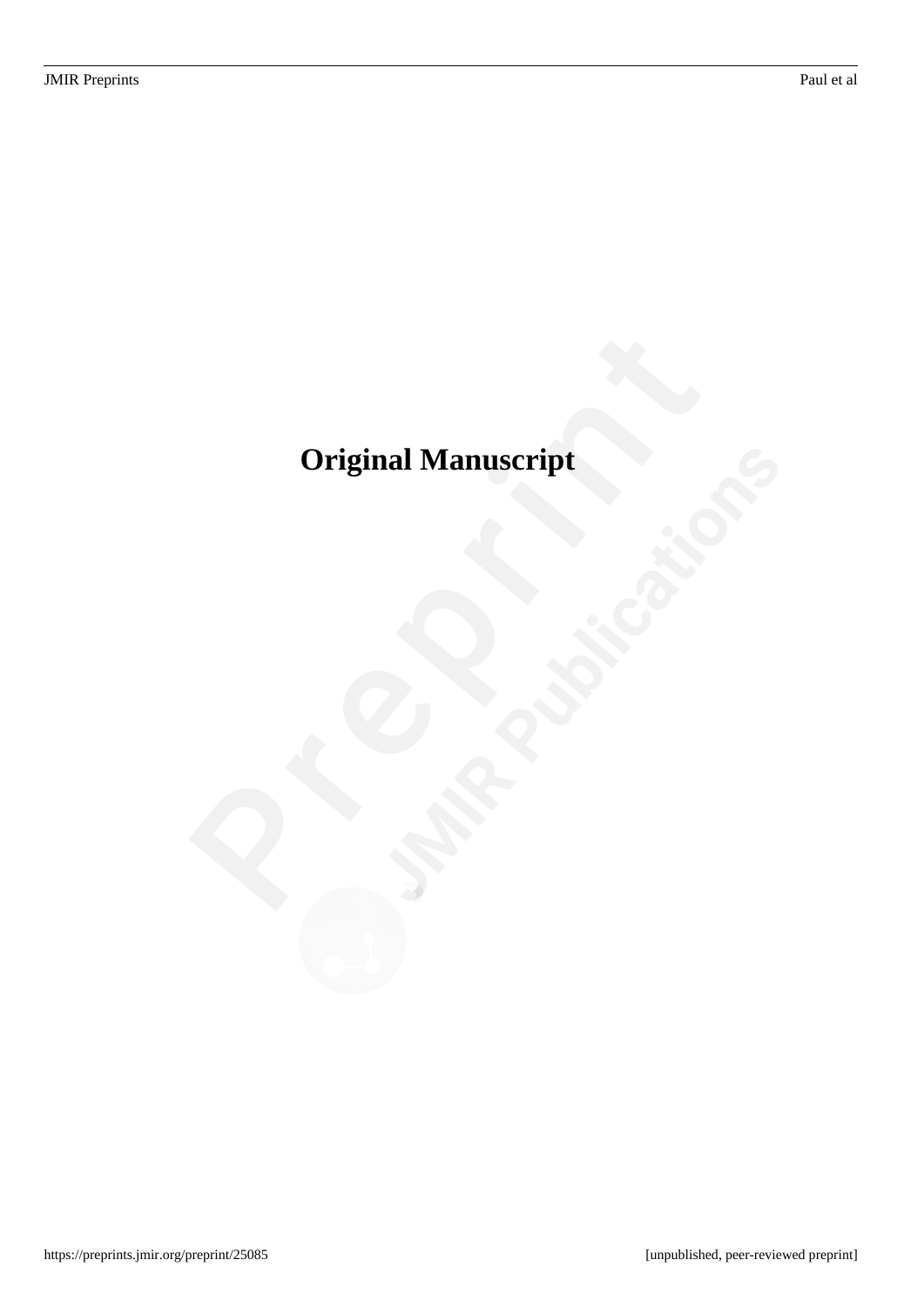# Original Manuscript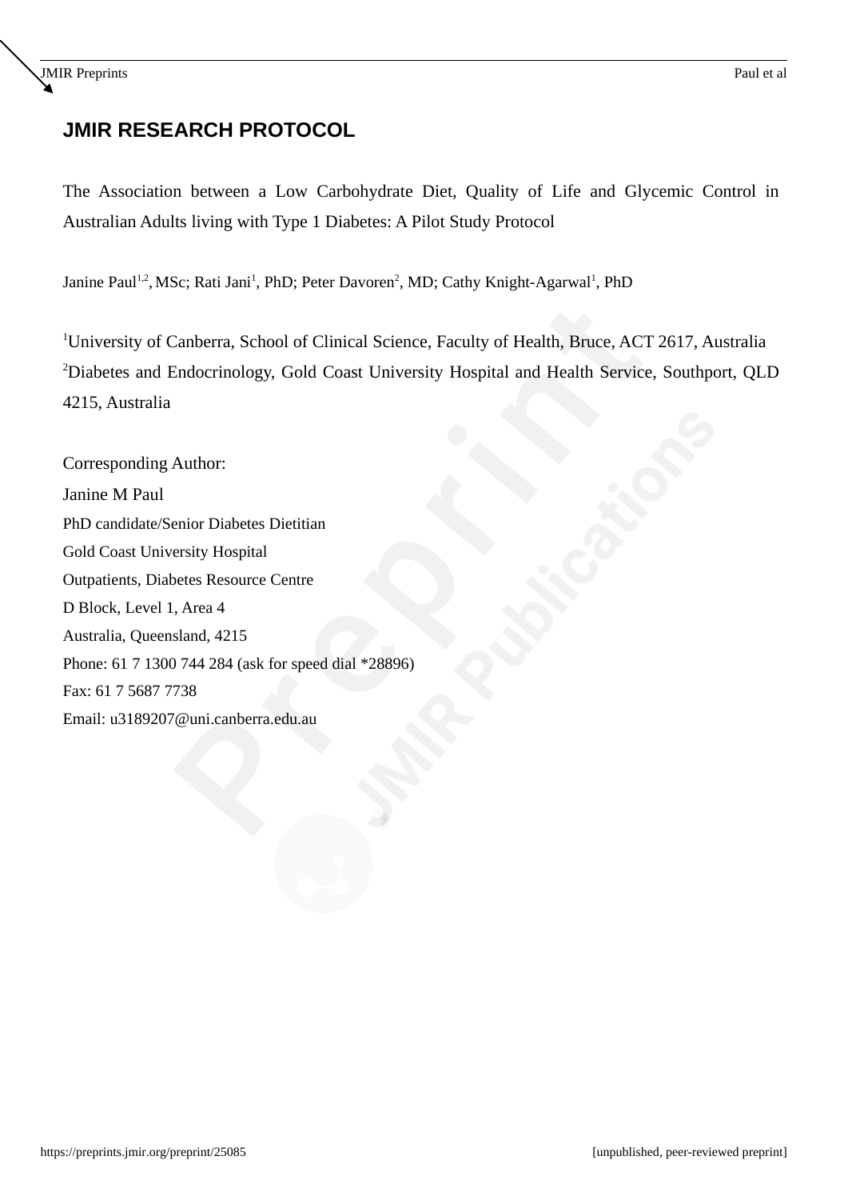# JMIR RESEARCH PROTOCOL

The Association between a Low Carbohydrate Diet, Quality of Life and Glycemic Control in Australian Adults living with Type 1 Diabetes: A Pilot Study Protocol

Janine Paul[1,2], MSc; Rati Jani[1], PhD; Peter Davoren[2], MD; Cathy Knight-Agarwal[1], PhD

[1]University of Canberra, School of Clinical Science, Faculty of Health, Bruce, ACT 2617, Australia
[2]Diabetes and Endocrinology, Gold Coast University Hospital and Health Service, Southport, QLD 4215, Australia

Corresponding Author:
Janine M Paul
PhD candidate/Senior Diabetes Dietitian
Gold Coast University Hospital
Outpatients, Diabetes Resource Centre
D Block, Level 1, Area 4
Australia, Queensland, 4215
Phone: 61 7 1300 744 284 (ask for speed dial *28896)
Fax: 61 7 5687 7738
Email: u3189207@uni.canberra.edu.au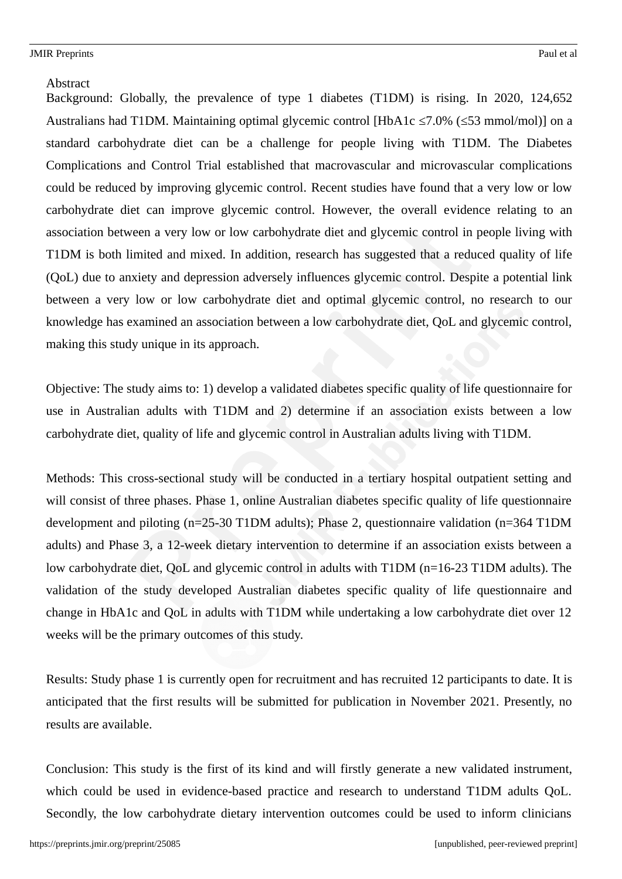Abstract

Background: Globally, the prevalence of type 1 diabetes (T1DM) is rising. In 2020, 124,652 Australians had T1DM. Maintaining optimal glycemic control [HbA1c ≤7.0% (≤53 mmol/mol)] on a standard carbohydrate diet can be a challenge for people living with T1DM. The Diabetes Complications and Control Trial established that macrovascular and microvascular complications could be reduced by improving glycemic control. Recent studies have found that a very low or low carbohydrate diet can improve glycemic control. However, the overall evidence relating to an association between a very low or low carbohydrate diet and glycemic control in people living with T1DM is both limited and mixed. In addition, research has suggested that a reduced quality of life (QoL) due to anxiety and depression adversely influences glycemic control. Despite a potential link between a very low or low carbohydrate diet and optimal glycemic control, no research to our knowledge has examined an association between a low carbohydrate diet, QoL and glycemic control, making this study unique in its approach.

Objective: The study aims to: 1) develop a validated diabetes specific quality of life questionnaire for use in Australian adults with T1DM and 2) determine if an association exists between a low carbohydrate diet, quality of life and glycemic control in Australian adults living with T1DM.

Methods: This cross-sectional study will be conducted in a tertiary hospital outpatient setting and will consist of three phases. Phase 1, online Australian diabetes specific quality of life questionnaire development and piloting (n=25-30 T1DM adults); Phase 2, questionnaire validation (n=364 T1DM adults) and Phase 3, a 12-week dietary intervention to determine if an association exists between a low carbohydrate diet, QoL and glycemic control in adults with T1DM (n=16-23 T1DM adults). The validation of the study developed Australian diabetes specific quality of life questionnaire and change in HbA1c and QoL in adults with T1DM while undertaking a low carbohydrate diet over 12 weeks will be the primary outcomes of this study.

Results: Study phase 1 is currently open for recruitment and has recruited 12 participants to date. It is anticipated that the first results will be submitted for publication in November 2021. Presently, no results are available.

Conclusion: This study is the first of its kind and will firstly generate a new validated instrument, which could be used in evidence-based practice and research to understand T1DM adults QoL. Secondly, the low carbohydrate dietary intervention outcomes could be used to inform clinicians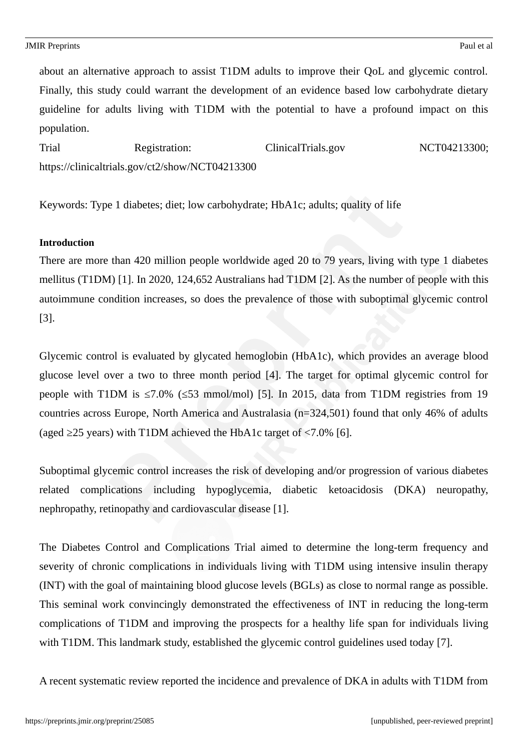about an alternative approach to assist T1DM adults to improve their QoL and glycemic control. Finally, this study could warrant the development of an evidence based low carbohydrate dietary guideline for adults living with T1DM with the potential to have a profound impact on this population.

Trial Registration: ClinicalTrials.gov NCT04213300; https://clinicaltrials.gov/ct2/show/NCT04213300

Keywords: Type 1 diabetes; diet; low carbohydrate; HbA1c; adults; quality of life

**Introduction**

There are more than 420 million people worldwide aged 20 to 79 years, living with type 1 diabetes mellitus (T1DM) [1]. In 2020, 124,652 Australians had T1DM [2]. As the number of people with this autoimmune condition increases, so does the prevalence of those with suboptimal glycemic control [3].

Glycemic control is evaluated by glycated hemoglobin (HbA1c), which provides an average blood glucose level over a two to three month period [4]. The target for optimal glycemic control for people with T1DM is ≤7.0% (≤53 mmol/mol) [5]. In 2015, data from T1DM registries from 19 countries across Europe, North America and Australasia (n=324,501) found that only 46% of adults (aged ≥25 years) with T1DM achieved the HbA1c target of <7.0% [6].

Suboptimal glycemic control increases the risk of developing and/or progression of various diabetes related complications including hypoglycemia, diabetic ketoacidosis (DKA) neuropathy, nephropathy, retinopathy and cardiovascular disease [1].

The Diabetes Control and Complications Trial aimed to determine the long-term frequency and severity of chronic complications in individuals living with T1DM using intensive insulin therapy (INT) with the goal of maintaining blood glucose levels (BGLs) as close to normal range as possible. This seminal work convincingly demonstrated the effectiveness of INT in reducing the long-term complications of T1DM and improving the prospects for a healthy life span for individuals living with T1DM. This landmark study, established the glycemic control guidelines used today [7].

A recent systematic review reported the incidence and prevalence of DKA in adults with T1DM from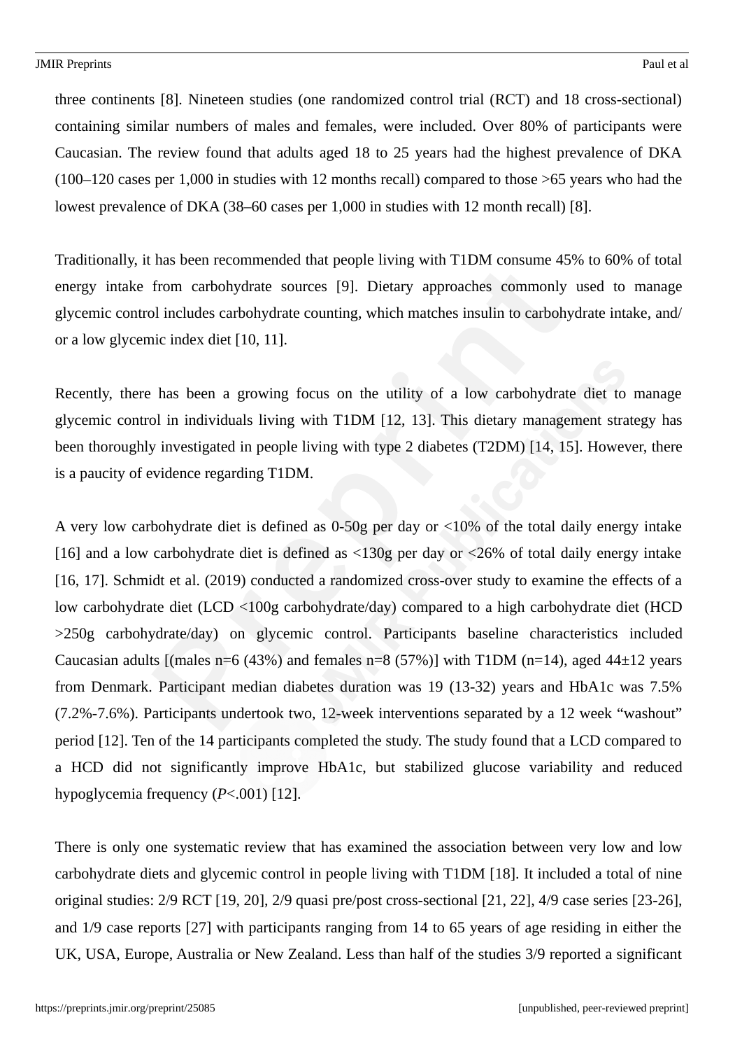three continents [8]. Nineteen studies (one randomized control trial (RCT) and 18 cross-sectional) containing similar numbers of males and females, were included. Over 80% of participants were Caucasian. The review found that adults aged 18 to 25 years had the highest prevalence of DKA (100–120 cases per 1,000 in studies with 12 months recall) compared to those >65 years who had the lowest prevalence of DKA (38–60 cases per 1,000 in studies with 12 month recall) [8].

Traditionally, it has been recommended that people living with T1DM consume 45% to 60% of total energy intake from carbohydrate sources [9]. Dietary approaches commonly used to manage glycemic control includes carbohydrate counting, which matches insulin to carbohydrate intake, and/or a low glycemic index diet [10, 11].

Recently, there has been a growing focus on the utility of a low carbohydrate diet to manage glycemic control in individuals living with T1DM [12, 13]. This dietary management strategy has been thoroughly investigated in people living with type 2 diabetes (T2DM) [14, 15]. However, there is a paucity of evidence regarding T1DM.

A very low carbohydrate diet is defined as 0-50g per day or <10% of the total daily energy intake [16] and a low carbohydrate diet is defined as <130g per day or <26% of total daily energy intake [16, 17]. Schmidt et al. (2019) conducted a randomized cross-over study to examine the effects of a low carbohydrate diet (LCD <100g carbohydrate/day) compared to a high carbohydrate diet (HCD >250g carbohydrate/day) on glycemic control. Participants baseline characteristics included Caucasian adults [(males n=6 (43%) and females n=8 (57%)] with T1DM (n=14), aged 44±12 years from Denmark. Participant median diabetes duration was 19 (13-32) years and HbA1c was 7.5% (7.2%-7.6%). Participants undertook two, 12-week interventions separated by a 12 week "washout" period [12]. Ten of the 14 participants completed the study. The study found that a LCD compared to a HCD did not significantly improve HbA1c, but stabilized glucose variability and reduced hypoglycemia frequency (*P*<.001) [12].

There is only one systematic review that has examined the association between very low and low carbohydrate diets and glycemic control in people living with T1DM [18]. It included a total of nine original studies: 2/9 RCT [19, 20], 2/9 quasi pre/post cross-sectional [21, 22], 4/9 case series [23-26], and 1/9 case reports [27] with participants ranging from 14 to 65 years of age residing in either the UK, USA, Europe, Australia or New Zealand. Less than half of the studies 3/9 reported a significant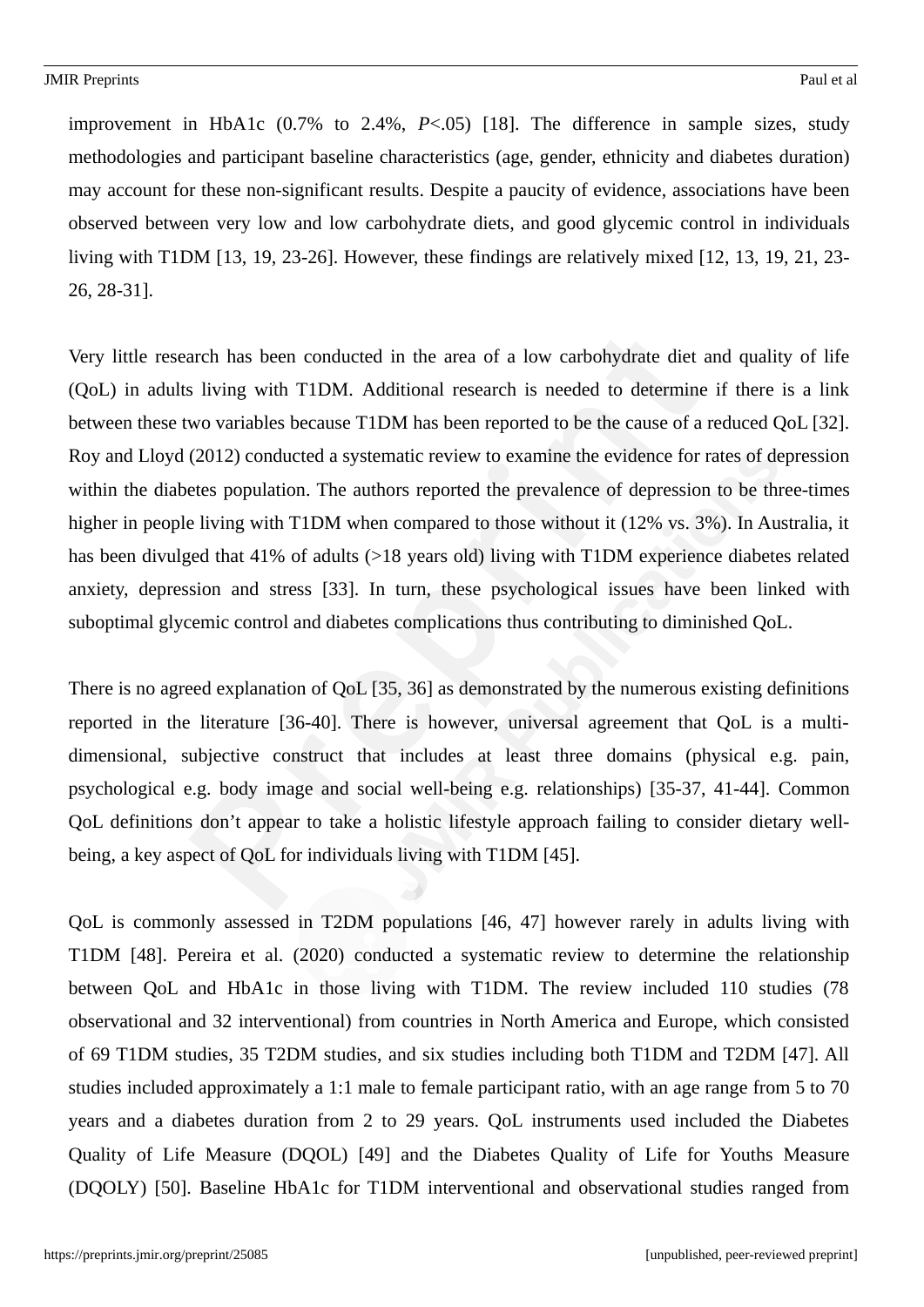improvement in HbA1c (0.7% to 2.4%, *P*<.05) [18]. The difference in sample sizes, study methodologies and participant baseline characteristics (age, gender, ethnicity and diabetes duration) may account for these non-significant results. Despite a paucity of evidence, associations have been observed between very low and low carbohydrate diets, and good glycemic control in individuals living with T1DM [13, 19, 23-26]. However, these findings are relatively mixed [12, 13, 19, 21, 23-26, 28-31].

Very little research has been conducted in the area of a low carbohydrate diet and quality of life (QoL) in adults living with T1DM. Additional research is needed to determine if there is a link between these two variables because T1DM has been reported to be the cause of a reduced QoL [32]. Roy and Lloyd (2012) conducted a systematic review to examine the evidence for rates of depression within the diabetes population. The authors reported the prevalence of depression to be three-times higher in people living with T1DM when compared to those without it (12% vs. 3%). In Australia, it has been divulged that 41% of adults (>18 years old) living with T1DM experience diabetes related anxiety, depression and stress [33]. In turn, these psychological issues have been linked with suboptimal glycemic control and diabetes complications thus contributing to diminished QoL.

There is no agreed explanation of QoL [35, 36] as demonstrated by the numerous existing definitions reported in the literature [36-40]. There is however, universal agreement that QoL is a multi-dimensional, subjective construct that includes at least three domains (physical e.g. pain, psychological e.g. body image and social well-being e.g. relationships) [35-37, 41-44]. Common QoL definitions don't appear to take a holistic lifestyle approach failing to consider dietary well-being, a key aspect of QoL for individuals living with T1DM [45].

QoL is commonly assessed in T2DM populations [46, 47] however rarely in adults living with T1DM [48]. Pereira et al. (2020) conducted a systematic review to determine the relationship between QoL and HbA1c in those living with T1DM. The review included 110 studies (78 observational and 32 interventional) from countries in North America and Europe, which consisted of 69 T1DM studies, 35 T2DM studies, and six studies including both T1DM and T2DM [47]. All studies included approximately a 1:1 male to female participant ratio, with an age range from 5 to 70 years and a diabetes duration from 2 to 29 years. QoL instruments used included the Diabetes Quality of Life Measure (DQOL) [49] and the Diabetes Quality of Life for Youths Measure (DQOLY) [50]. Baseline HbA1c for T1DM interventional and observational studies ranged from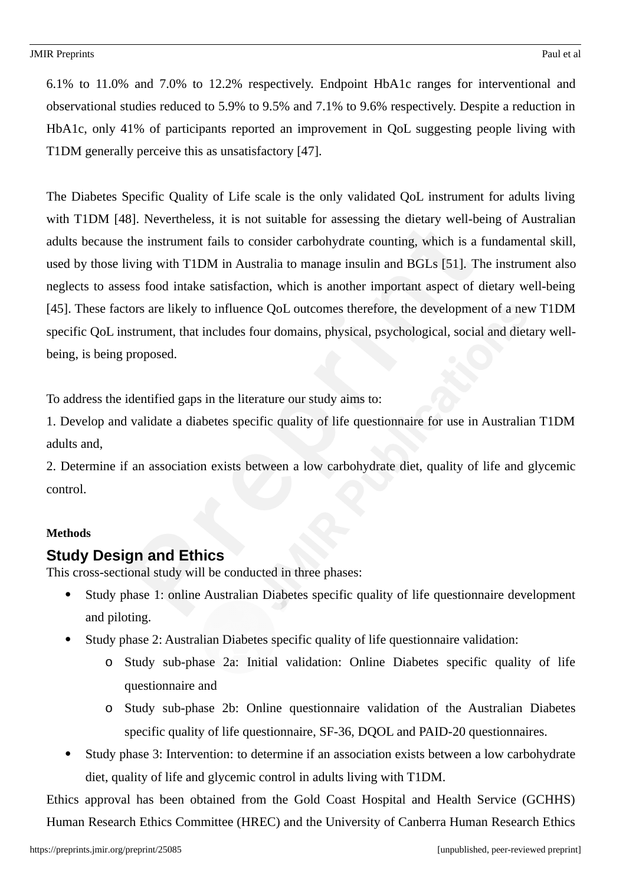6.1% to 11.0% and 7.0% to 12.2% respectively. Endpoint HbA1c ranges for interventional and observational studies reduced to 5.9% to 9.5% and 7.1% to 9.6% respectively. Despite a reduction in HbA1c, only 41% of participants reported an improvement in QoL suggesting people living with T1DM generally perceive this as unsatisfactory [47].

The Diabetes Specific Quality of Life scale is the only validated QoL instrument for adults living with T1DM [48]. Nevertheless, it is not suitable for assessing the dietary well-being of Australian adults because the instrument fails to consider carbohydrate counting, which is a fundamental skill, used by those living with T1DM in Australia to manage insulin and BGLs [51]. The instrument also neglects to assess food intake satisfaction, which is another important aspect of dietary well-being [45]. These factors are likely to influence QoL outcomes therefore, the development of a new T1DM specific QoL instrument, that includes four domains, physical, psychological, social and dietary well-being, is being proposed.

To address the identified gaps in the literature our study aims to:

1. Develop and validate a diabetes specific quality of life questionnaire for use in Australian T1DM adults and,
2. Determine if an association exists between a low carbohydrate diet, quality of life and glycemic control.

**Methods**

## Study Design and Ethics

This cross-sectional study will be conducted in three phases:

- Study phase 1: online Australian Diabetes specific quality of life questionnaire development and piloting.
- Study phase 2: Australian Diabetes specific quality of life questionnaire validation:
  - Study sub-phase 2a: Initial validation: Online Diabetes specific quality of life questionnaire and
  - Study sub-phase 2b: Online questionnaire validation of the Australian Diabetes specific quality of life questionnaire, SF-36, DQOL and PAID-20 questionnaires.
- Study phase 3: Intervention: to determine if an association exists between a low carbohydrate diet, quality of life and glycemic control in adults living with T1DM.

Ethics approval has been obtained from the Gold Coast Hospital and Health Service (GCHHS) Human Research Ethics Committee (HREC) and the University of Canberra Human Research Ethics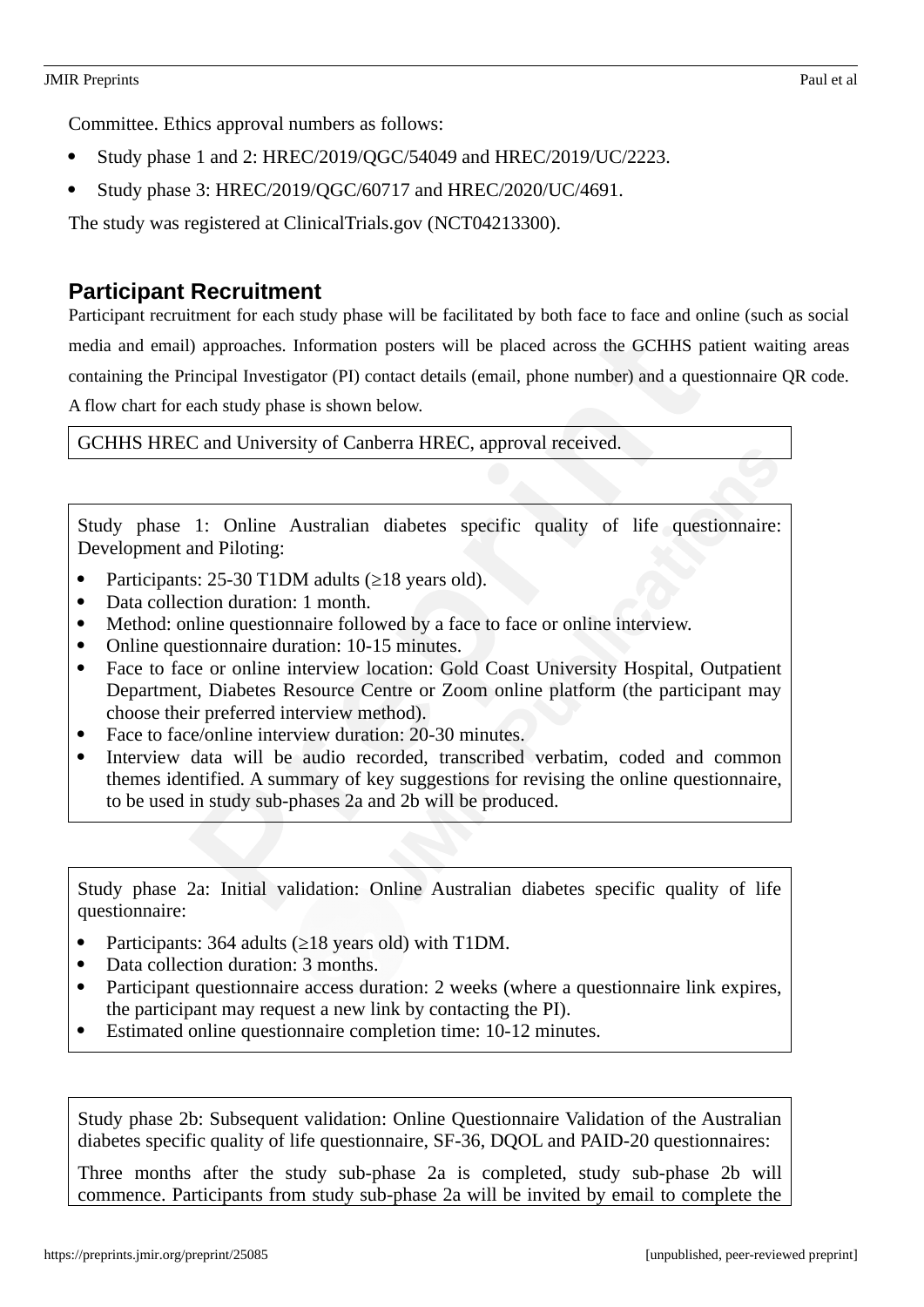Committee. Ethics approval numbers as follows:

- Study phase 1 and 2: HREC/2019/QGC/54049 and HREC/2019/UC/2223.
- Study phase 3: HREC/2019/QGC/60717 and HREC/2020/UC/4691.

The study was registered at ClinicalTrials.gov (NCT04213300).

## Participant Recruitment

Participant recruitment for each study phase will be facilitated by both face to face and online (such as social media and email) approaches. Information posters will be placed across the GCHHS patient waiting areas containing the Principal Investigator (PI) contact details (email, phone number) and a questionnaire QR code. A flow chart for each study phase is shown below.

GCHHS HREC and University of Canberra HREC, approval received.

Study phase 1: Online Australian diabetes specific quality of life questionnaire: Development and Piloting:

- Participants: 25-30 T1DM adults (≥18 years old).
- Data collection duration: 1 month.
- Method: online questionnaire followed by a face to face or online interview.
- Online questionnaire duration: 10-15 minutes.
- Face to face or online interview location: Gold Coast University Hospital, Outpatient Department, Diabetes Resource Centre or Zoom online platform (the participant may choose their preferred interview method).
- Face to face/online interview duration: 20-30 minutes.
- Interview data will be audio recorded, transcribed verbatim, coded and common themes identified. A summary of key suggestions for revising the online questionnaire, to be used in study sub-phases 2a and 2b will be produced.

Study phase 2a: Initial validation: Online Australian diabetes specific quality of life questionnaire:

- Participants: 364 adults (≥18 years old) with T1DM.
- Data collection duration: 3 months.
- Participant questionnaire access duration: 2 weeks (where a questionnaire link expires, the participant may request a new link by contacting the PI).
- Estimated online questionnaire completion time: 10-12 minutes.

Study phase 2b: Subsequent validation: Online Questionnaire Validation of the Australian diabetes specific quality of life questionnaire, SF-36, DQOL and PAID-20 questionnaires:

Three months after the study sub-phase 2a is completed, study sub-phase 2b will commence. Participants from study sub-phase 2a will be invited by email to complete the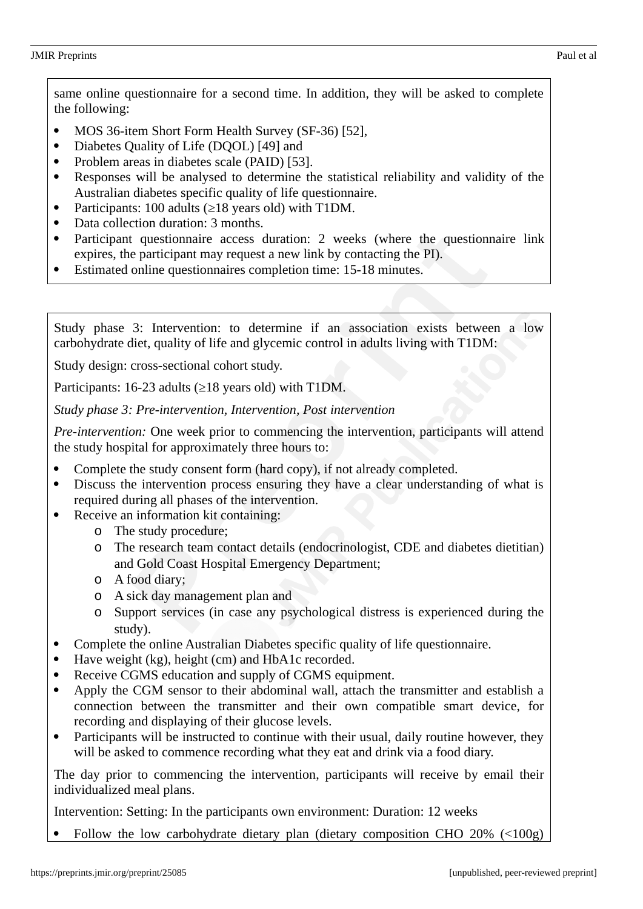same online questionnaire for a second time. In addition, they will be asked to complete the following:

- MOS 36-item Short Form Health Survey (SF-36) [52],
- Diabetes Quality of Life (DQOL) [49] and
- Problem areas in diabetes scale (PAID) [53].
- Responses will be analysed to determine the statistical reliability and validity of the Australian diabetes specific quality of life questionnaire.
- Participants: 100 adults (≥18 years old) with T1DM.
- Data collection duration: 3 months.
- Participant questionnaire access duration: 2 weeks (where the questionnaire link expires, the participant may request a new link by contacting the PI).
- Estimated online questionnaires completion time: 15-18 minutes.

Study phase 3: Intervention: to determine if an association exists between a low carbohydrate diet, quality of life and glycemic control in adults living with T1DM:

Study design: cross-sectional cohort study.

Participants: 16-23 adults (≥18 years old) with T1DM.

*Study phase 3: Pre-intervention, Intervention, Post intervention*

*Pre-intervention:* One week prior to commencing the intervention, participants will attend the study hospital for approximately three hours to:

- Complete the study consent form (hard copy), if not already completed.
- Discuss the intervention process ensuring they have a clear understanding of what is required during all phases of the intervention.
- Receive an information kit containing:
  - The study procedure;
  - The research team contact details (endocrinologist, CDE and diabetes dietitian) and Gold Coast Hospital Emergency Department;
  - A food diary;
  - A sick day management plan and
  - Support services (in case any psychological distress is experienced during the study).
- Complete the online Australian Diabetes specific quality of life questionnaire.
- Have weight (kg), height (cm) and HbA1c recorded.
- Receive CGMS education and supply of CGMS equipment.
- Apply the CGM sensor to their abdominal wall, attach the transmitter and establish a connection between the transmitter and their own compatible smart device, for recording and displaying of their glucose levels.
- Participants will be instructed to continue with their usual, daily routine however, they will be asked to commence recording what they eat and drink via a food diary.

The day prior to commencing the intervention, participants will receive by email their individualized meal plans.

Intervention: Setting: In the participants own environment: Duration: 12 weeks

- Follow the low carbohydrate dietary plan (dietary composition CHO 20% (<100g)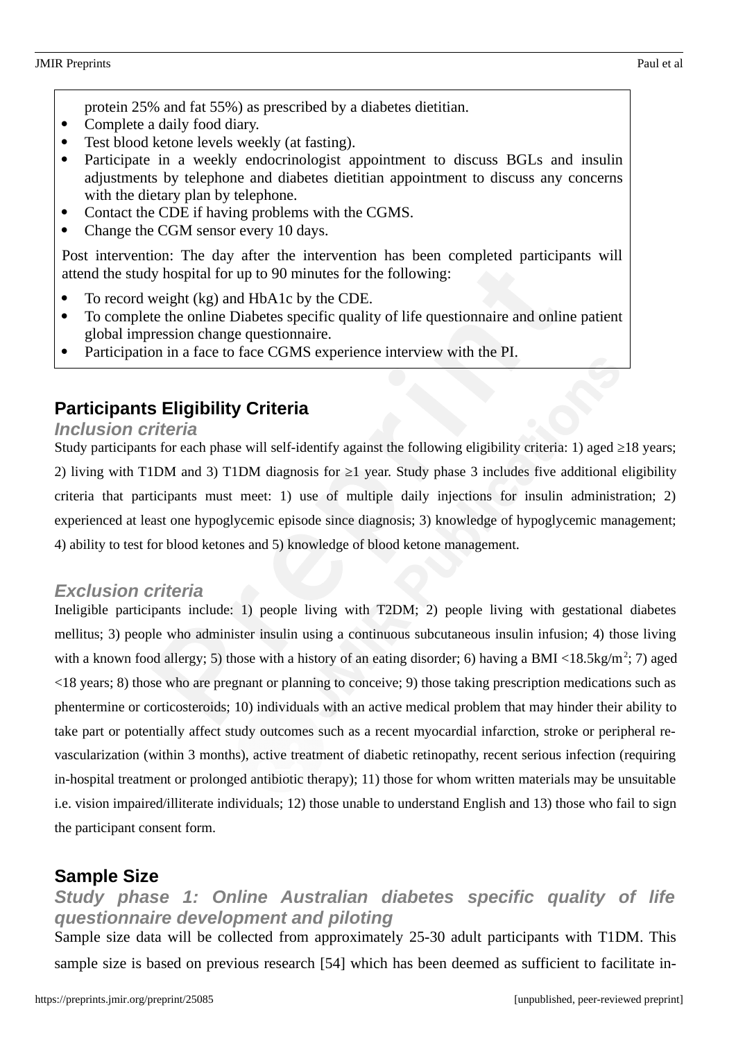protein 25% and fat 55%) as prescribed by a diabetes dietitian.

- Complete a daily food diary.
- Test blood ketone levels weekly (at fasting).
- Participate in a weekly endocrinologist appointment to discuss BGLs and insulin adjustments by telephone and diabetes dietitian appointment to discuss any concerns with the dietary plan by telephone.
- Contact the CDE if having problems with the CGMS.
- Change the CGM sensor every 10 days.

Post intervention: The day after the intervention has been completed participants will attend the study hospital for up to 90 minutes for the following:

- To record weight (kg) and HbA1c by the CDE.
- To complete the online Diabetes specific quality of life questionnaire and online patient global impression change questionnaire.
- Participation in a face to face CGMS experience interview with the PI.

## Participants Eligibility Criteria

### *Inclusion criteria*

Study participants for each phase will self-identify against the following eligibility criteria: 1) aged ≥18 years; 2) living with T1DM and 3) T1DM diagnosis for ≥1 year. Study phase 3 includes five additional eligibility criteria that participants must meet: 1) use of multiple daily injections for insulin administration; 2) experienced at least one hypoglycemic episode since diagnosis; 3) knowledge of hypoglycemic management; 4) ability to test for blood ketones and 5) knowledge of blood ketone management.

### *Exclusion criteria*

Ineligible participants include: 1) people living with T2DM; 2) people living with gestational diabetes mellitus; 3) people who administer insulin using a continuous subcutaneous insulin infusion; 4) those living with a known food allergy; 5) those with a history of an eating disorder; 6) having a BMI <18.5kg/$m^2$; 7) aged <18 years; 8) those who are pregnant or planning to conceive; 9) those taking prescription medications such as phentermine or corticosteroids; 10) individuals with an active medical problem that may hinder their ability to take part or potentially affect study outcomes such as a recent myocardial infarction, stroke or peripheral re-vascularization (within 3 months), active treatment of diabetic retinopathy, recent serious infection (requiring in-hospital treatment or prolonged antibiotic therapy); 11) those for whom written materials may be unsuitable i.e. vision impaired/illiterate individuals; 12) those unable to understand English and 13) those who fail to sign the participant consent form.

## Sample Size

### *Study phase 1: Online Australian diabetes specific quality of life questionnaire development and piloting*

Sample size data will be collected from approximately 25-30 adult participants with T1DM. This sample size is based on previous research [54] which has been deemed as sufficient to facilitate in-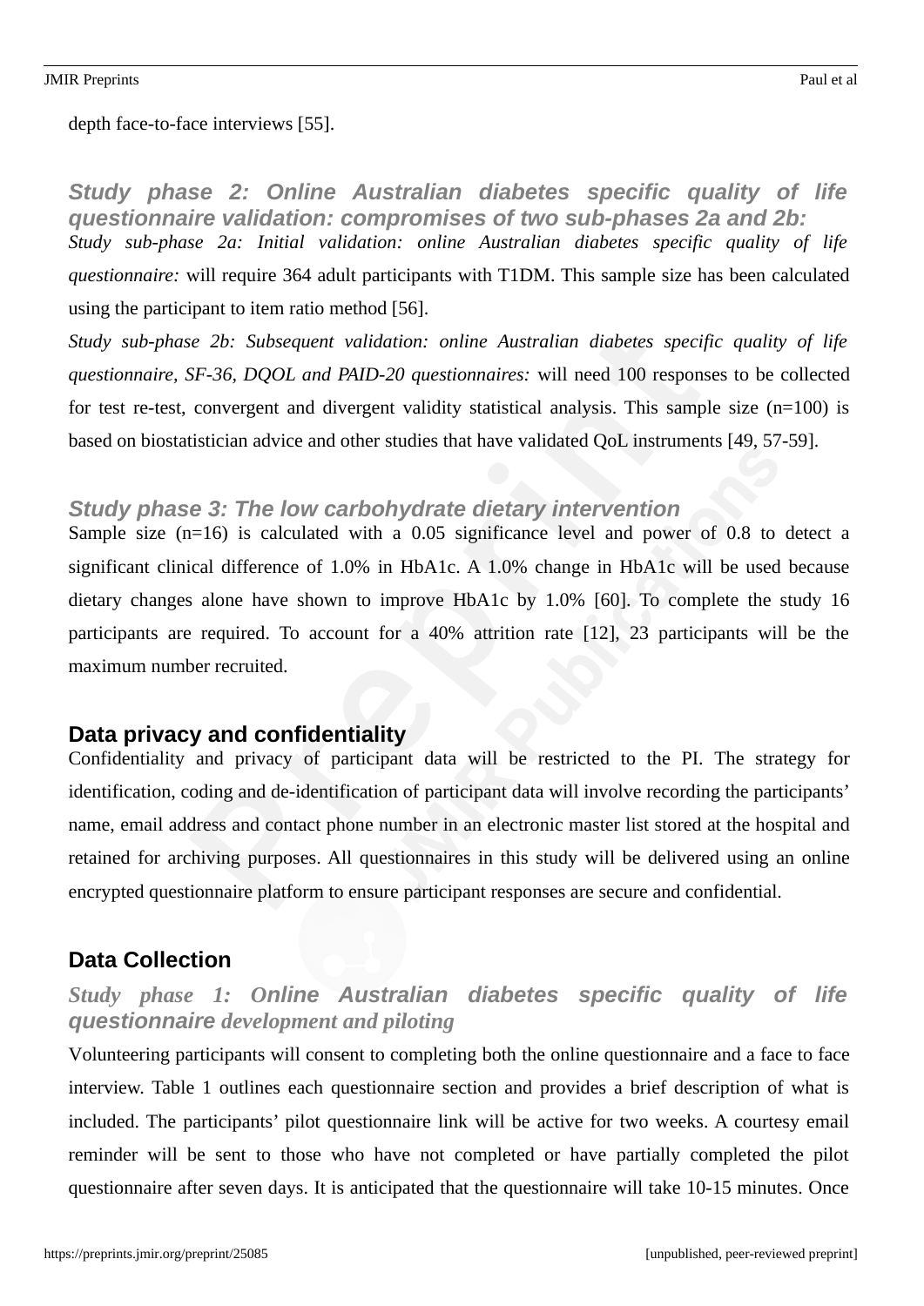depth face-to-face interviews [55].

### *Study phase 2: Online Australian diabetes specific quality of life questionnaire validation: compromises of two sub-phases 2a and 2b:*

*Study sub-phase 2a: Initial validation: online Australian diabetes specific quality of life questionnaire:* will require 364 adult participants with T1DM. This sample size has been calculated using the participant to item ratio method [56].

*Study sub-phase 2b: Subsequent validation: online Australian diabetes specific quality of life questionnaire, SF-36, DQOL and PAID-20 questionnaires:* will need 100 responses to be collected for test re-test, convergent and divergent validity statistical analysis. This sample size (n=100) is based on biostatistician advice and other studies that have validated QoL instruments [49, 57-59].

### *Study phase 3: The low carbohydrate dietary intervention*

Sample size (n=16) is calculated with a 0.05 significance level and power of 0.8 to detect a significant clinical difference of 1.0% in HbA1c. A 1.0% change in HbA1c will be used because dietary changes alone have shown to improve HbA1c by 1.0% [60]. To complete the study 16 participants are required. To account for a 40% attrition rate [12], 23 participants will be the maximum number recruited.

## Data privacy and confidentiality

Confidentiality and privacy of participant data will be restricted to the PI. The strategy for identification, coding and de-identification of participant data will involve recording the participants' name, email address and contact phone number in an electronic master list stored at the hospital and retained for archiving purposes. All questionnaires in this study will be delivered using an online encrypted questionnaire platform to ensure participant responses are secure and confidential.

## Data Collection

### *Study phase 1: Online Australian diabetes specific quality of life questionnaire development and piloting*

Volunteering participants will consent to completing both the online questionnaire and a face to face interview. Table 1 outlines each questionnaire section and provides a brief description of what is included. The participants' pilot questionnaire link will be active for two weeks. A courtesy email reminder will be sent to those who have not completed or have partially completed the pilot questionnaire after seven days. It is anticipated that the questionnaire will take 10-15 minutes. Once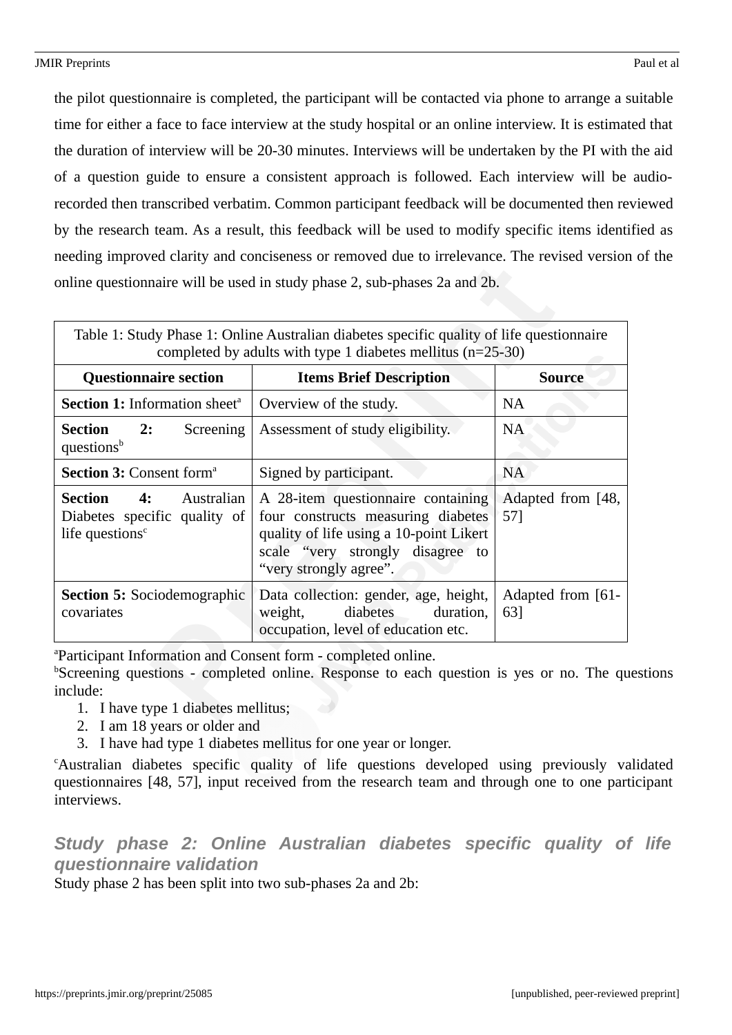the pilot questionnaire is completed, the participant will be contacted via phone to arrange a suitable time for either a face to face interview at the study hospital or an online interview. It is estimated that the duration of interview will be 20-30 minutes. Interviews will be undertaken by the PI with the aid of a question guide to ensure a consistent approach is followed. Each interview will be audio-recorded then transcribed verbatim. Common participant feedback will be documented then reviewed by the research team. As a result, this feedback will be used to modify specific items identified as needing improved clarity and conciseness or removed due to irrelevance. The revised version of the online questionnaire will be used in study phase 2, sub-phases 2a and 2b.

Table 1: Study Phase 1: Online Australian diabetes specific quality of life questionnaire completed by adults with type 1 diabetes mellitus (n=25-30)

| Questionnaire section | Items Brief Description | Source |
|---|---|---|
| **Section 1:** Information sheet[a] | Overview of the study. | NA |
| **Section 2:** Screening questions[b] | Assessment of study eligibility. | NA |
| **Section 3:** Consent form[a] | Signed by participant. | NA |
| **Section 4:** Australian Diabetes specific quality of life questions[c] | A 28-item questionnaire containing four constructs measuring diabetes quality of life using a 10-point Likert scale "very strongly disagree to "very strongly agree". | Adapted from [48, 57] |
| **Section 5:** Sociodemographic covariates | Data collection: gender, age, height, weight, diabetes duration, occupation, level of education etc. | Adapted from [61-63] |

[a]Participant Information and Consent form - completed online.

[b]Screening questions - completed online. Response to each question is yes or no. The questions include:

1. I have type 1 diabetes mellitus;
2. I am 18 years or older and
3. I have had type 1 diabetes mellitus for one year or longer.

[c]Australian diabetes specific quality of life questions developed using previously validated questionnaires [48, 57], input received from the research team and through one to one participant interviews.

### *Study phase 2: Online Australian diabetes specific quality of life questionnaire validation*

Study phase 2 has been split into two sub-phases 2a and 2b: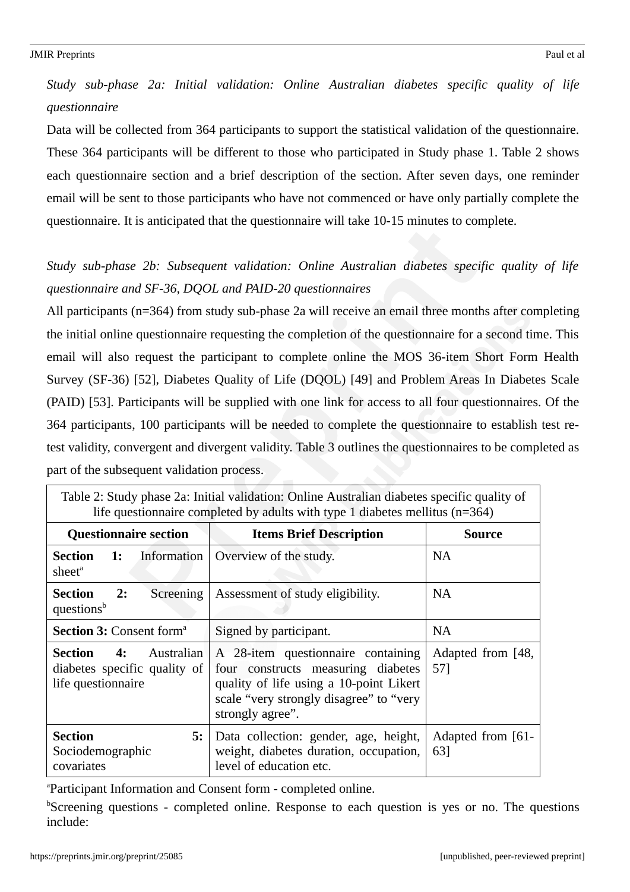*Study sub-phase 2a: Initial validation: Online Australian diabetes specific quality of life questionnaire*

Data will be collected from 364 participants to support the statistical validation of the questionnaire. These 364 participants will be different to those who participated in Study phase 1. Table 2 shows each questionnaire section and a brief description of the section. After seven days, one reminder email will be sent to those participants who have not commenced or have only partially complete the questionnaire. It is anticipated that the questionnaire will take 10-15 minutes to complete.

*Study sub-phase 2b: Subsequent validation: Online Australian diabetes specific quality of life questionnaire and SF-36, DQOL and PAID-20 questionnaires*

All participants (n=364) from study sub-phase 2a will receive an email three months after completing the initial online questionnaire requesting the completion of the questionnaire for a second time. This email will also request the participant to complete online the MOS 36-item Short Form Health Survey (SF-36) [52], Diabetes Quality of Life (DQOL) [49] and Problem Areas In Diabetes Scale (PAID) [53]. Participants will be supplied with one link for access to all four questionnaires. Of the 364 participants, 100 participants will be needed to complete the questionnaire to establish test re-test validity, convergent and divergent validity. Table 3 outlines the questionnaires to be completed as part of the subsequent validation process.

Table 2: Study phase 2a: Initial validation: Online Australian diabetes specific quality of life questionnaire completed by adults with type 1 diabetes mellitus (n=364)

| Questionnaire section | Items Brief Description | Source |
|---|---|---|
| **Section 1:** Information sheet[a] | Overview of the study. | NA |
| **Section 2:** Screening questions[b] | Assessment of study eligibility. | NA |
| **Section 3:** Consent form[a] | Signed by participant. | NA |
| **Section 4:** Australian diabetes specific quality of life questionnaire | A 28-item questionnaire containing four constructs measuring diabetes quality of life using a 10-point Likert scale "very strongly disagree" to "very strongly agree". | Adapted from [48, 57] |
| **Section 5:** Sociodemographic covariates | Data collection: gender, age, height, weight, diabetes duration, occupation, level of education etc. | Adapted from [61-63] |

[a]Participant Information and Consent form - completed online.

[b]Screening questions - completed online. Response to each question is yes or no. The questions include: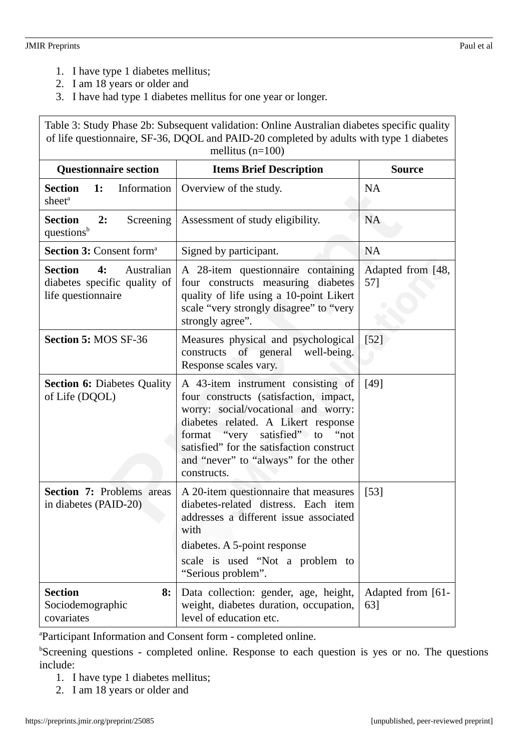1. I have type 1 diabetes mellitus;
2. I am 18 years or older and
3. I have had type 1 diabetes mellitus for one year or longer.

Table 3: Study Phase 2b: Subsequent validation: Online Australian diabetes specific quality of life questionnaire, SF-36, DQOL and PAID-20 completed by adults with type 1 diabetes mellitus (n=100)

| Questionnaire section | Items Brief Description | Source |
|---|---|---|
| **Section 1:** Information sheet[a] | Overview of the study. | NA |
| **Section 2:** Screening questions[b] | Assessment of study eligibility. | NA |
| **Section 3:** Consent form[a] | Signed by participant. | NA |
| **Section 4:** Australian diabetes specific quality of life questionnaire | A 28-item questionnaire containing four constructs measuring diabetes quality of life using a 10-point Likert scale "very strongly disagree" to "very strongly agree". | Adapted from [48, 57] |
| **Section 5:** MOS SF-36 | Measures physical and psychological constructs of general well-being. Response scales vary. | [52] |
| **Section 6:** Diabetes Quality of Life (DQOL) | A 43-item instrument consisting of four constructs (satisfaction, impact, worry: social/vocational and worry: diabetes related. A Likert response format "very satisfied" to "not satisfied" for the satisfaction construct and "never" to "always" for the other constructs. | [49] |
| **Section 7:** Problems areas in diabetes (PAID-20) | A 20-item questionnaire that measures diabetes-related distress. Each item addresses a different issue associated with diabetes. A 5-point response scale is used "Not a problem to "Serious problem". | [53] |
| **Section 8:** Sociodemographic covariates | Data collection: gender, age, height, weight, diabetes duration, occupation, level of education etc. | Adapted from [61-63] |

[a]Participant Information and Consent form - completed online.

[b]Screening questions - completed online. Response to each question is yes or no. The questions include:

1. I have type 1 diabetes mellitus;
2. I am 18 years or older and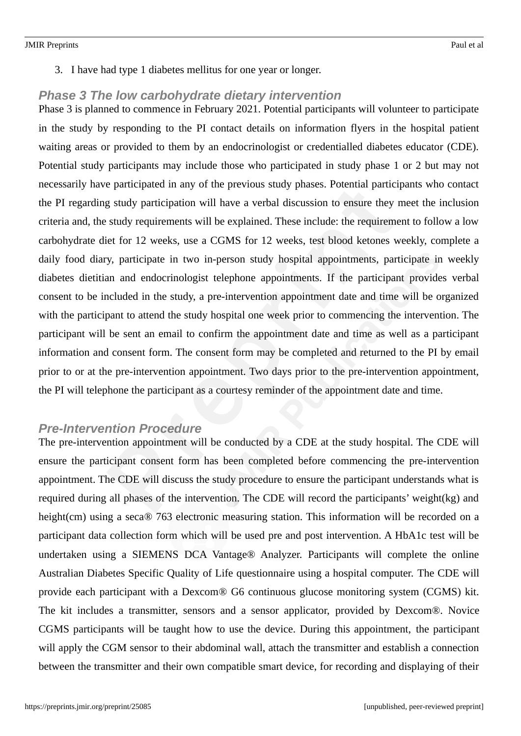3. I have had type 1 diabetes mellitus for one year or longer.

### Phase 3 The low carbohydrate dietary intervention

Phase 3 is planned to commence in February 2021. Potential participants will volunteer to participate in the study by responding to the PI contact details on information flyers in the hospital patient waiting areas or provided to them by an endocrinologist or credentialled diabetes educator (CDE). Potential study participants may include those who participated in study phase 1 or 2 but may not necessarily have participated in any of the previous study phases. Potential participants who contact the PI regarding study participation will have a verbal discussion to ensure they meet the inclusion criteria and, the study requirements will be explained. These include: the requirement to follow a low carbohydrate diet for 12 weeks, use a CGMS for 12 weeks, test blood ketones weekly, complete a daily food diary, participate in two in-person study hospital appointments, participate in weekly diabetes dietitian and endocrinologist telephone appointments. If the participant provides verbal consent to be included in the study, a pre-intervention appointment date and time will be organized with the participant to attend the study hospital one week prior to commencing the intervention. The participant will be sent an email to confirm the appointment date and time as well as a participant information and consent form. The consent form may be completed and returned to the PI by email prior to or at the pre-intervention appointment. Two days prior to the pre-intervention appointment, the PI will telephone the participant as a courtesy reminder of the appointment date and time.

### Pre-Intervention Procedure

The pre-intervention appointment will be conducted by a CDE at the study hospital. The CDE will ensure the participant consent form has been completed before commencing the pre-intervention appointment. The CDE will discuss the study procedure to ensure the participant understands what is required during all phases of the intervention. The CDE will record the participants' weight(kg) and height(cm) using a seca® 763 electronic measuring station. This information will be recorded on a participant data collection form which will be used pre and post intervention. A HbA1c test will be undertaken using a SIEMENS DCA Vantage® Analyzer. Participants will complete the online Australian Diabetes Specific Quality of Life questionnaire using a hospital computer. The CDE will provide each participant with a Dexcom® G6 continuous glucose monitoring system (CGMS) kit. The kit includes a transmitter, sensors and a sensor applicator, provided by Dexcom®. Novice CGMS participants will be taught how to use the device. During this appointment, the participant will apply the CGM sensor to their abdominal wall, attach the transmitter and establish a connection between the transmitter and their own compatible smart device, for recording and displaying of their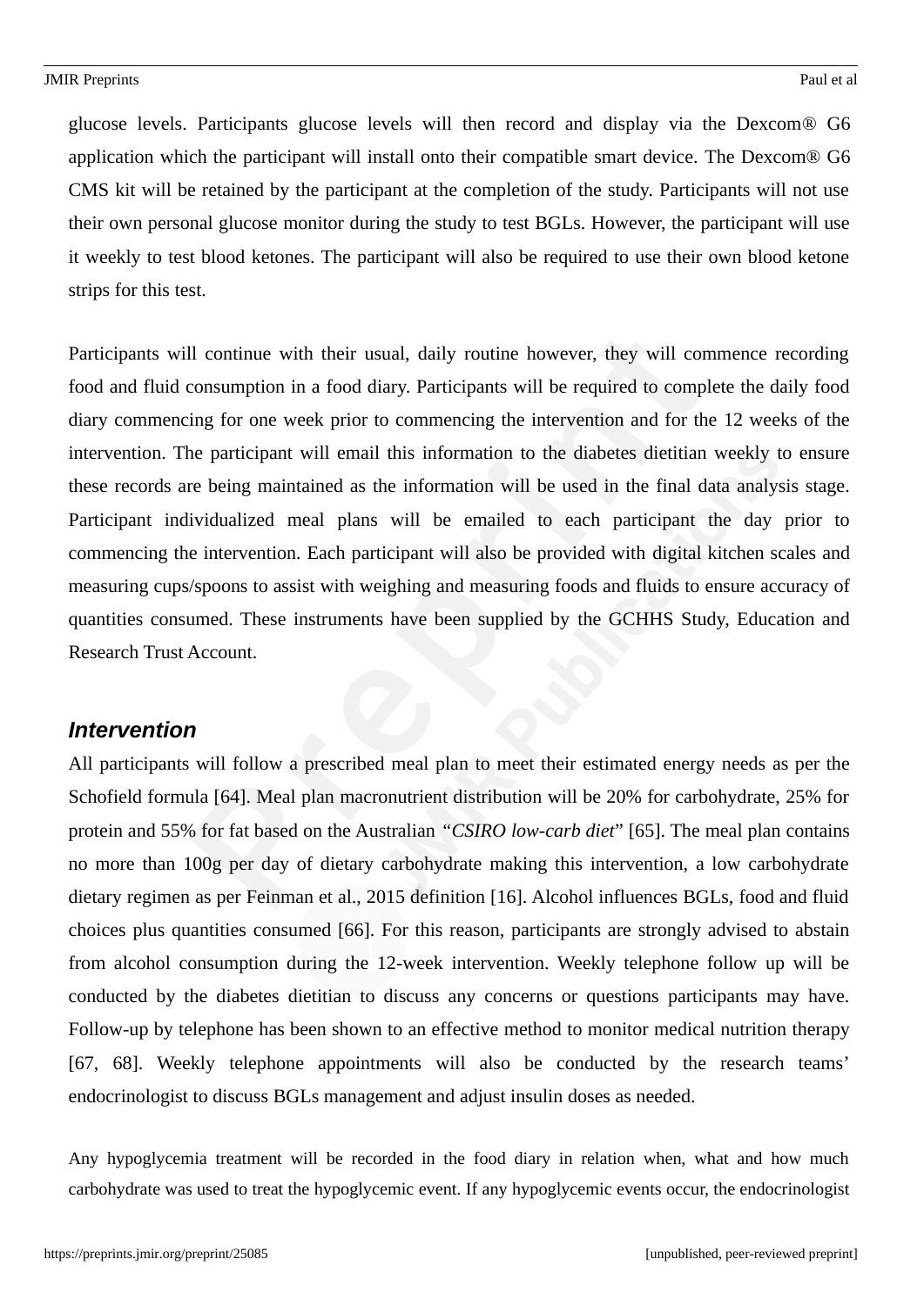glucose levels. Participants glucose levels will then record and display via the Dexcom® G6 application which the participant will install onto their compatible smart device. The Dexcom® G6 CMS kit will be retained by the participant at the completion of the study. Participants will not use their own personal glucose monitor during the study to test BGLs. However, the participant will use it weekly to test blood ketones. The participant will also be required to use their own blood ketone strips for this test.

Participants will continue with their usual, daily routine however, they will commence recording food and fluid consumption in a food diary. Participants will be required to complete the daily food diary commencing for one week prior to commencing the intervention and for the 12 weeks of the intervention. The participant will email this information to the diabetes dietitian weekly to ensure these records are being maintained as the information will be used in the final data analysis stage. Participant individualized meal plans will be emailed to each participant the day prior to commencing the intervention. Each participant will also be provided with digital kitchen scales and measuring cups/spoons to assist with weighing and measuring foods and fluids to ensure accuracy of quantities consumed. These instruments have been supplied by the GCHHS Study, Education and Research Trust Account.

### Intervention

All participants will follow a prescribed meal plan to meet their estimated energy needs as per the Schofield formula [64]. Meal plan macronutrient distribution will be 20% for carbohydrate, 25% for protein and 55% for fat based on the Australian *"CSIRO low-carb diet"* [65]. The meal plan contains no more than 100g per day of dietary carbohydrate making this intervention, a low carbohydrate dietary regimen as per Feinman et al., 2015 definition [16]. Alcohol influences BGLs, food and fluid choices plus quantities consumed [66]. For this reason, participants are strongly advised to abstain from alcohol consumption during the 12-week intervention. Weekly telephone follow up will be conducted by the diabetes dietitian to discuss any concerns or questions participants may have. Follow-up by telephone has been shown to an effective method to monitor medical nutrition therapy [67, 68]. Weekly telephone appointments will also be conducted by the research teams' endocrinologist to discuss BGLs management and adjust insulin doses as needed.

Any hypoglycemia treatment will be recorded in the food diary in relation when, what and how much carbohydrate was used to treat the hypoglycemic event. If any hypoglycemic events occur, the endocrinologist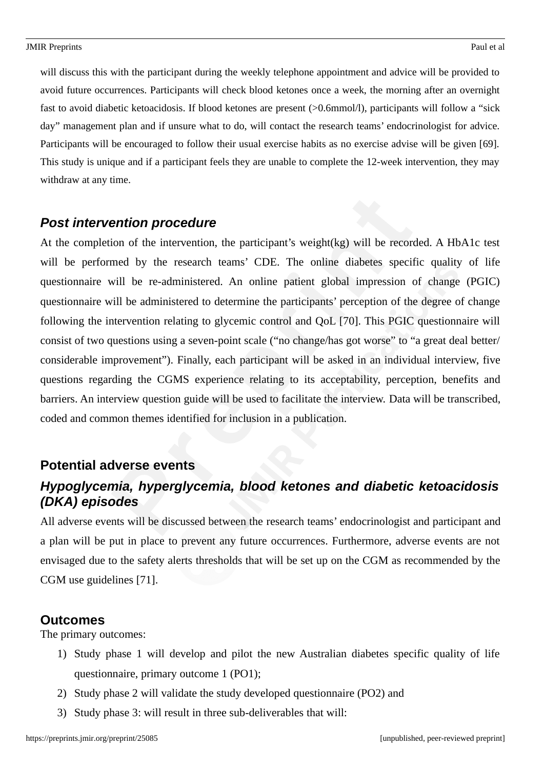will discuss this with the participant during the weekly telephone appointment and advice will be provided to avoid future occurrences. Participants will check blood ketones once a week, the morning after an overnight fast to avoid diabetic ketoacidosis. If blood ketones are present (>0.6mmol/l), participants will follow a "sick day" management plan and if unsure what to do, will contact the research teams' endocrinologist for advice. Participants will be encouraged to follow their usual exercise habits as no exercise advise will be given [69]. This study is unique and if a participant feels they are unable to complete the 12-week intervention, they may withdraw at any time.

### *Post intervention procedure*

At the completion of the intervention, the participant's weight(kg) will be recorded. A HbA1c test will be performed by the research teams' CDE. The online diabetes specific quality of life questionnaire will be re-administered. An online patient global impression of change (PGIC) questionnaire will be administered to determine the participants' perception of the degree of change following the intervention relating to glycemic control and QoL [70]. This PGIC questionnaire will consist of two questions using a seven-point scale ("no change/has got worse" to "a great deal better/ considerable improvement"). Finally, each participant will be asked in an individual interview, five questions regarding the CGMS experience relating to its acceptability, perception, benefits and barriers. An interview question guide will be used to facilitate the interview. Data will be transcribed, coded and common themes identified for inclusion in a publication.

## Potential adverse events

### *Hypoglycemia, hyperglycemia, blood ketones and diabetic ketoacidosis (DKA) episodes*

All adverse events will be discussed between the research teams' endocrinologist and participant and a plan will be put in place to prevent any future occurrences. Furthermore, adverse events are not envisaged due to the safety alerts thresholds that will be set up on the CGM as recommended by the CGM use guidelines [71].

## Outcomes

The primary outcomes:

1) Study phase 1 will develop and pilot the new Australian diabetes specific quality of life questionnaire, primary outcome 1 (PO1);
2) Study phase 2 will validate the study developed questionnaire (PO2) and
3) Study phase 3: will result in three sub-deliverables that will: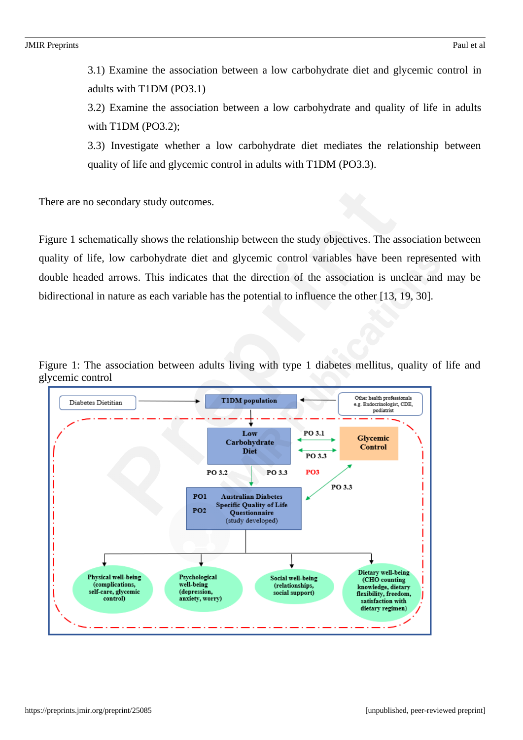3.1) Examine the association between a low carbohydrate diet and glycemic control in adults with T1DM (PO3.1)

3.2) Examine the association between a low carbohydrate and quality of life in adults with T1DM (PO3.2);

3.3) Investigate whether a low carbohydrate diet mediates the relationship between quality of life and glycemic control in adults with T1DM (PO3.3).

There are no secondary study outcomes.

Figure 1 schematically shows the relationship between the study objectives. The association between quality of life, low carbohydrate diet and glycemic control variables have been represented with double headed arrows. This indicates that the direction of the association is unclear and may be bidirectional in nature as each variable has the potential to influence the other [13, 19, 30].

Figure 1: The association between adults living with type 1 diabetes mellitus, quality of life and glycemic control

Diabetes Dietitian

T1DM population

Other health professionals e.g. Endocrinologist, CDE, podiatrist

Low Carbohydrate Diet

PO 3.1

PO 3.3

Glycemic Control

PO 3.2

PO 3.3

PO3

PO 3.3

PO1

PO2

Australian Diabetes Specific Quality of Life Questionnaire (study developed)

Physical well-being (complications, self-care, glycemic control)

Psychological well-being (depression, anxiety, worry)

Social well-being (relationships, social support)

Dietary well-being (CHO counting knowledge, dietary flexibility, freedom, satisfaction with dietary regimen)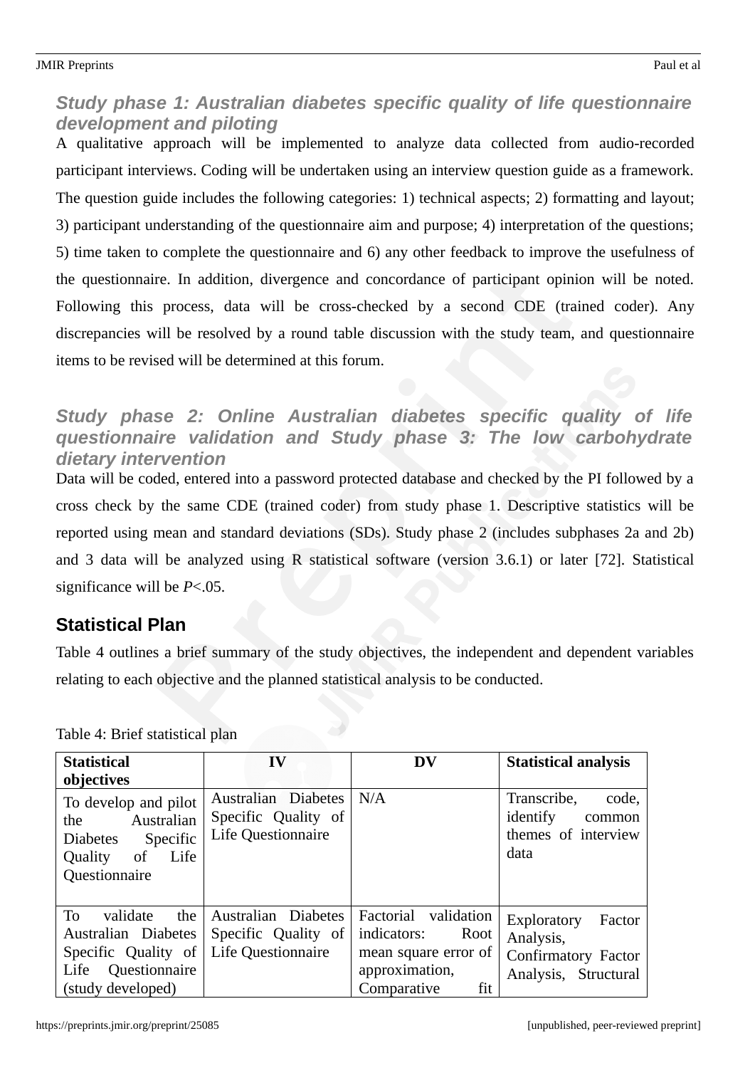### *Study phase 1: Australian diabetes specific quality of life questionnaire development and piloting*

A qualitative approach will be implemented to analyze data collected from audio-recorded participant interviews. Coding will be undertaken using an interview question guide as a framework. The question guide includes the following categories: 1) technical aspects; 2) formatting and layout; 3) participant understanding of the questionnaire aim and purpose; 4) interpretation of the questions; 5) time taken to complete the questionnaire and 6) any other feedback to improve the usefulness of the questionnaire. In addition, divergence and concordance of participant opinion will be noted. Following this process, data will be cross-checked by a second CDE (trained coder). Any discrepancies will be resolved by a round table discussion with the study team, and questionnaire items to be revised will be determined at this forum.

### *Study phase 2: Online Australian diabetes specific quality of life questionnaire validation and Study phase 3: The low carbohydrate dietary intervention*

Data will be coded, entered into a password protected database and checked by the PI followed by a cross check by the same CDE (trained coder) from study phase 1. Descriptive statistics will be reported using mean and standard deviations (SDs). Study phase 2 (includes subphases 2a and 2b) and 3 data will be analyzed using R statistical software (version 3.6.1) or later [72]. Statistical significance will be *P*<.05.

## Statistical Plan

Table 4 outlines a brief summary of the study objectives, the independent and dependent variables relating to each objective and the planned statistical analysis to be conducted.

Table 4: Brief statistical plan

| Statistical objectives | IV | DV | Statistical analysis |
|---|---|---|---|
| To develop and pilot the Australian Diabetes Specific Quality of Life Questionnaire | Australian Diabetes Specific Quality of Life Questionnaire | N/A | Transcribe, code, identify common themes of interview data |
| To validate the Australian Diabetes Specific Quality of Life Questionnaire (study developed) | Australian Diabetes Specific Quality of Life Questionnaire | Factorial validation indicators: Root mean square error of approximation, Comparative fit | Exploratory Factor Analysis, Confirmatory Factor Analysis, Structural |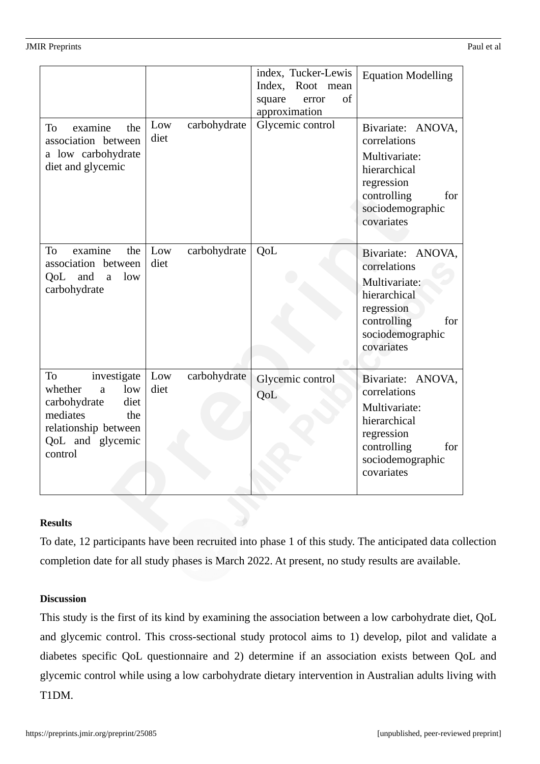|  |  | index, Tucker-Lewis Index, Root mean square error of approximation | Equation Modelling |
|---|---|---|---|
| To examine the association between a low carbohydrate diet and glycemic | Low carbohydrate diet | Glycemic control | Bivariate: ANOVA, correlations<br>Multivariate: hierarchical regression controlling for sociodemographic covariates |
| To examine the association between QoL and a low carbohydrate | Low carbohydrate diet | QoL | Bivariate: ANOVA, correlations<br>Multivariate: hierarchical regression controlling for sociodemographic covariates |
| To investigate whether a low carbohydrate diet mediates the relationship between QoL and glycemic control | Low carbohydrate diet | Glycemic control<br>QoL | Bivariate: ANOVA, correlations<br>Multivariate: hierarchical regression controlling for sociodemographic covariates |

**Results**

To date, 12 participants have been recruited into phase 1 of this study. The anticipated data collection completion date for all study phases is March 2022. At present, no study results are available.

**Discussion**

This study is the first of its kind by examining the association between a low carbohydrate diet, QoL and glycemic control. This cross-sectional study protocol aims to 1) develop, pilot and validate a diabetes specific QoL questionnaire and 2) determine if an association exists between QoL and glycemic control while using a low carbohydrate dietary intervention in Australian adults living with T1DM.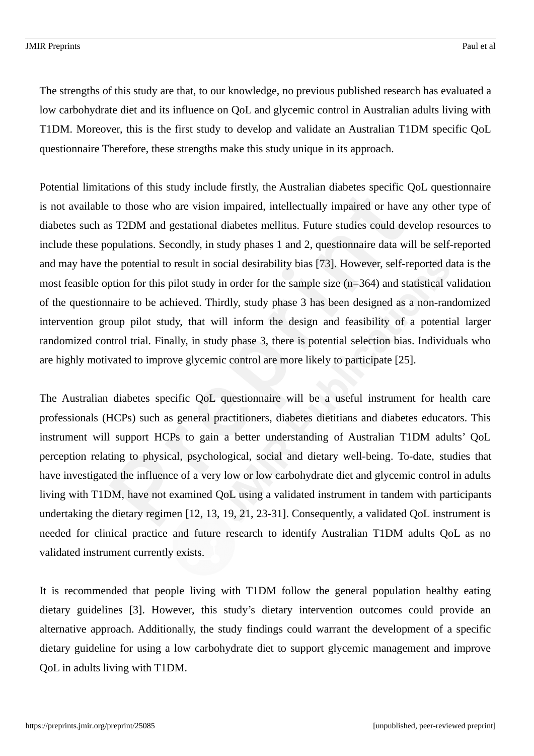The strengths of this study are that, to our knowledge, no previous published research has evaluated a low carbohydrate diet and its influence on QoL and glycemic control in Australian adults living with T1DM. Moreover, this is the first study to develop and validate an Australian T1DM specific QoL questionnaire Therefore, these strengths make this study unique in its approach.

Potential limitations of this study include firstly, the Australian diabetes specific QoL questionnaire is not available to those who are vision impaired, intellectually impaired or have any other type of diabetes such as T2DM and gestational diabetes mellitus. Future studies could develop resources to include these populations. Secondly, in study phases 1 and 2, questionnaire data will be self-reported and may have the potential to result in social desirability bias [73]. However, self-reported data is the most feasible option for this pilot study in order for the sample size (n=364) and statistical validation of the questionnaire to be achieved. Thirdly, study phase 3 has been designed as a non-randomized intervention group pilot study, that will inform the design and feasibility of a potential larger randomized control trial. Finally, in study phase 3, there is potential selection bias. Individuals who are highly motivated to improve glycemic control are more likely to participate [25].

The Australian diabetes specific QoL questionnaire will be a useful instrument for health care professionals (HCPs) such as general practitioners, diabetes dietitians and diabetes educators. This instrument will support HCPs to gain a better understanding of Australian T1DM adults' QoL perception relating to physical, psychological, social and dietary well-being. To-date, studies that have investigated the influence of a very low or low carbohydrate diet and glycemic control in adults living with T1DM, have not examined QoL using a validated instrument in tandem with participants undertaking the dietary regimen [12, 13, 19, 21, 23-31]. Consequently, a validated QoL instrument is needed for clinical practice and future research to identify Australian T1DM adults QoL as no validated instrument currently exists.

It is recommended that people living with T1DM follow the general population healthy eating dietary guidelines [3]. However, this study's dietary intervention outcomes could provide an alternative approach. Additionally, the study findings could warrant the development of a specific dietary guideline for using a low carbohydrate diet to support glycemic management and improve QoL in adults living with T1DM.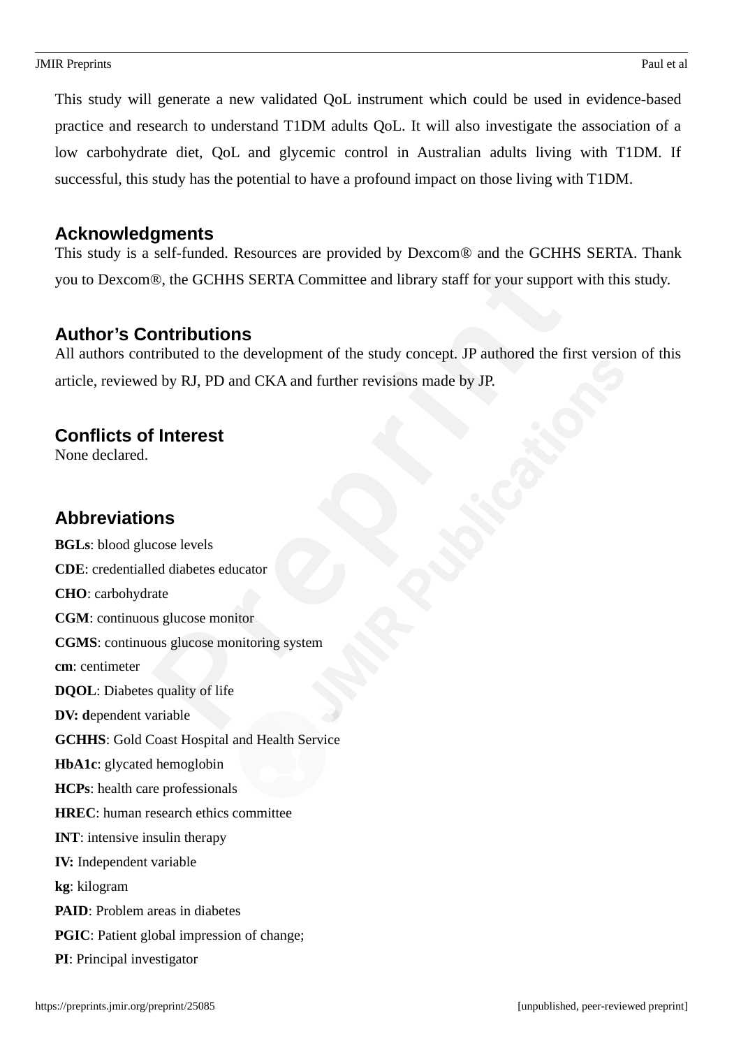This study will generate a new validated QoL instrument which could be used in evidence-based practice and research to understand T1DM adults QoL. It will also investigate the association of a low carbohydrate diet, QoL and glycemic control in Australian adults living with T1DM. If successful, this study has the potential to have a profound impact on those living with T1DM.

## Acknowledgments

This study is a self-funded. Resources are provided by Dexcom® and the GCHHS SERTA. Thank you to Dexcom®, the GCHHS SERTA Committee and library staff for your support with this study.

## Author's Contributions

All authors contributed to the development of the study concept. JP authored the first version of this article, reviewed by RJ, PD and CKA and further revisions made by JP.

## Conflicts of Interest

None declared.

## Abbreviations

**BGLs**: blood glucose levels

**CDE**: credentialled diabetes educator

**CHO**: carbohydrate

**CGM**: continuous glucose monitor

**CGMS**: continuous glucose monitoring system

**cm**: centimeter

**DQOL**: Diabetes quality of life

**DV: d**ependent variable

**GCHHS**: Gold Coast Hospital and Health Service

**HbA1c**: glycated hemoglobin

**HCPs**: health care professionals

**HREC**: human research ethics committee

**INT**: intensive insulin therapy

**IV:** Independent variable

**kg**: kilogram

**PAID**: Problem areas in diabetes

**PGIC**: Patient global impression of change;

**PI**: Principal investigator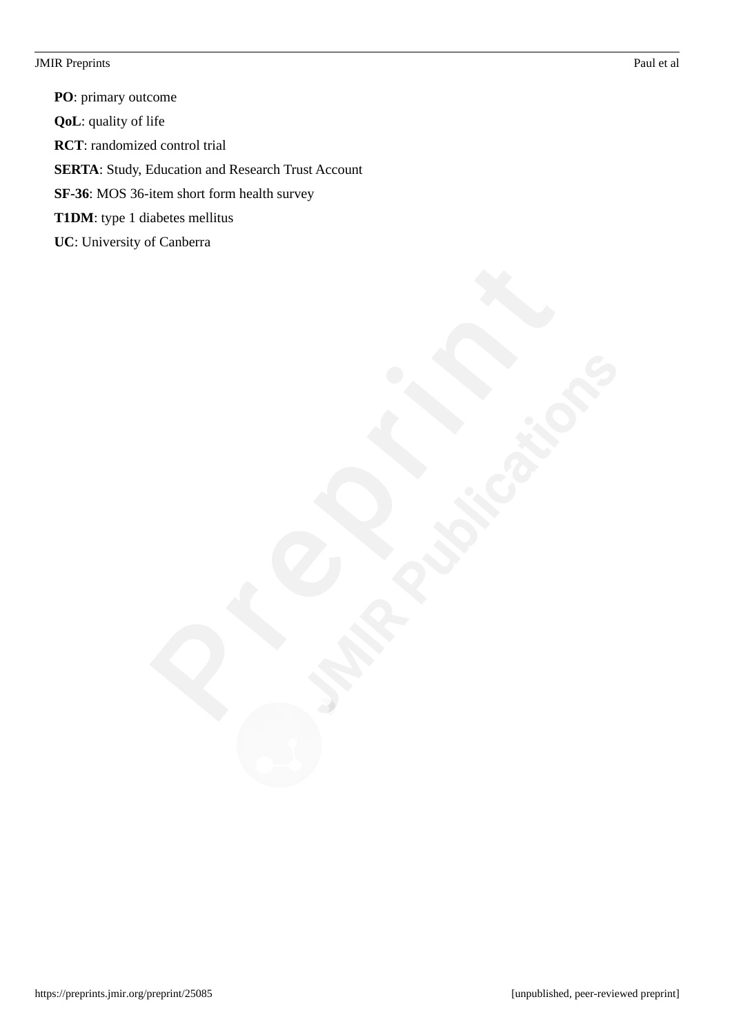**PO**: primary outcome

**QoL**: quality of life

**RCT**: randomized control trial

**SERTA**: Study, Education and Research Trust Account

**SF-36**: MOS 36-item short form health survey

**T1DM**: type 1 diabetes mellitus

**UC**: University of Canberra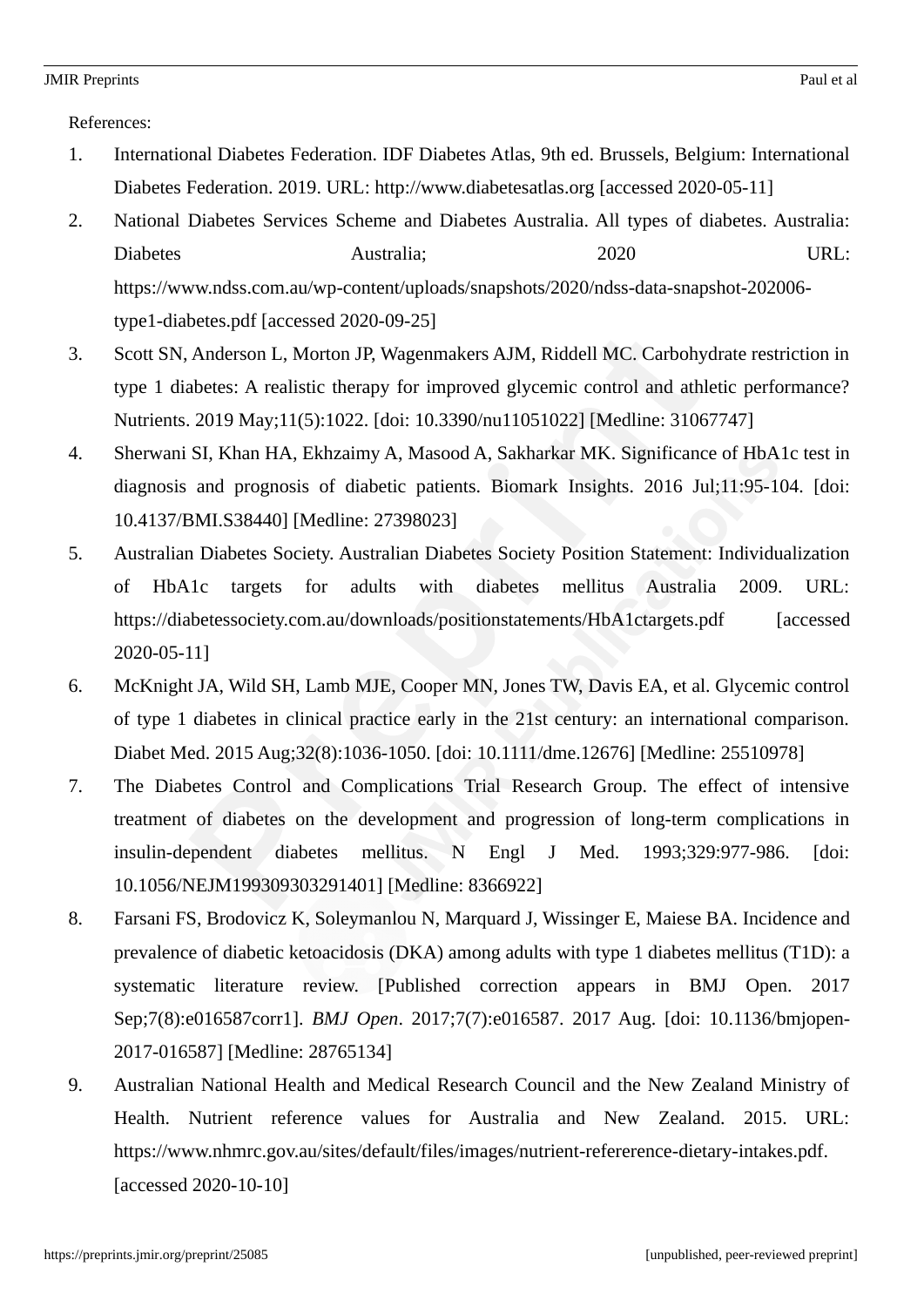References:

1. International Diabetes Federation. IDF Diabetes Atlas, 9th ed. Brussels, Belgium: International Diabetes Federation. 2019. URL: http://www.diabetesatlas.org [accessed 2020-05-11]
2. National Diabetes Services Scheme and Diabetes Australia. All types of diabetes. Australia: Diabetes Australia; 2020 URL: https://www.ndss.com.au/wp-content/uploads/snapshots/2020/ndss-data-snapshot-202006-type1-diabetes.pdf [accessed 2020-09-25]
3. Scott SN, Anderson L, Morton JP, Wagenmakers AJM, Riddell MC. Carbohydrate restriction in type 1 diabetes: A realistic therapy for improved glycemic control and athletic performance? Nutrients. 2019 May;11(5):1022. [doi: 10.3390/nu11051022] [Medline: 31067747]
4. Sherwani SI, Khan HA, Ekhzaimy A, Masood A, Sakharkar MK. Significance of HbA1c test in diagnosis and prognosis of diabetic patients. Biomark Insights. 2016 Jul;11:95-104. [doi: 10.4137/BMI.S38440] [Medline: 27398023]
5. Australian Diabetes Society. Australian Diabetes Society Position Statement: Individualization of HbA1c targets for adults with diabetes mellitus Australia 2009. URL: https://diabetessociety.com.au/downloads/positionstatements/HbA1ctargets.pdf [accessed 2020-05-11]
6. McKnight JA, Wild SH, Lamb MJE, Cooper MN, Jones TW, Davis EA, et al. Glycemic control of type 1 diabetes in clinical practice early in the 21st century: an international comparison. Diabet Med. 2015 Aug;32(8):1036-1050. [doi: 10.1111/dme.12676] [Medline: 25510978]
7. The Diabetes Control and Complications Trial Research Group. The effect of intensive treatment of diabetes on the development and progression of long-term complications in insulin-dependent diabetes mellitus. N Engl J Med. 1993;329:977-986. [doi: 10.1056/NEJM199309303291401] [Medline: 8366922]
8. Farsani FS, Brodovicz K, Soleymanlou N, Marquard J, Wissinger E, Maiese BA. Incidence and prevalence of diabetic ketoacidosis (DKA) among adults with type 1 diabetes mellitus (T1D): a systematic literature review. [Published correction appears in BMJ Open. 2017 Sep;7(8):e016587corr1]. *BMJ Open*. 2017;7(7):e016587. 2017 Aug. [doi: 10.1136/bmjopen-2017-016587] [Medline: 28765134]
9. Australian National Health and Medical Research Council and the New Zealand Ministry of Health. Nutrient reference values for Australia and New Zealand. 2015. URL: https://www.nhmrc.gov.au/sites/default/files/images/nutrient-refererence-dietary-intakes.pdf. [accessed 2020-10-10]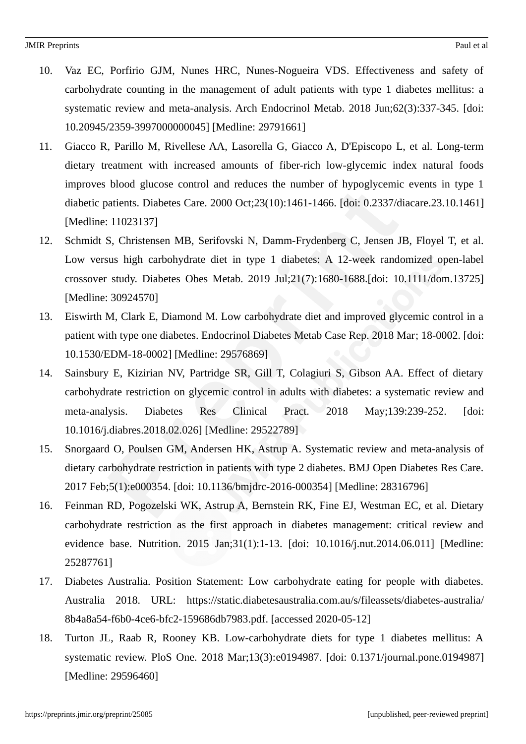10. Vaz EC, Porfirio GJM, Nunes HRC, Nunes-Nogueira VDS. Effectiveness and safety of carbohydrate counting in the management of adult patients with type 1 diabetes mellitus: a systematic review and meta-analysis. Arch Endocrinol Metab. 2018 Jun;62(3):337-345. [doi: 10.20945/2359-3997000000045] [Medline: 29791661]
11. Giacco R, Parillo M, Rivellese AA, Lasorella G, Giacco A, D'Episcopo L, et al. Long-term dietary treatment with increased amounts of fiber-rich low-glycemic index natural foods improves blood glucose control and reduces the number of hypoglycemic events in type 1 diabetic patients. Diabetes Care. 2000 Oct;23(10):1461-1466. [doi: 0.2337/diacare.23.10.1461] [Medline: 11023137]
12. Schmidt S, Christensen MB, Serifovski N, Damm-Frydenberg C, Jensen JB, Floyel T, et al. Low versus high carbohydrate diet in type 1 diabetes: A 12-week randomized open-label crossover study. Diabetes Obes Metab. 2019 Jul;21(7):1680-1688.[doi: 10.1111/dom.13725] [Medline: 30924570]
13. Eiswirth M, Clark E, Diamond M. Low carbohydrate diet and improved glycemic control in a patient with type one diabetes. Endocrinol Diabetes Metab Case Rep. 2018 Mar; 18-0002. [doi: 10.1530/EDM-18-0002] [Medline: 29576869]
14. Sainsbury E, Kizirian NV, Partridge SR, Gill T, Colagiuri S, Gibson AA. Effect of dietary carbohydrate restriction on glycemic control in adults with diabetes: a systematic review and meta-analysis. Diabetes Res Clinical Pract. 2018 May;139:239-252. [doi: 10.1016/j.diabres.2018.02.026] [Medline: 29522789]
15. Snorgaard O, Poulsen GM, Andersen HK, Astrup A. Systematic review and meta-analysis of dietary carbohydrate restriction in patients with type 2 diabetes. BMJ Open Diabetes Res Care. 2017 Feb;5(1):e000354. [doi: 10.1136/bmjdrc-2016-000354] [Medline: 28316796]
16. Feinman RD, Pogozelski WK, Astrup A, Bernstein RK, Fine EJ, Westman EC, et al. Dietary carbohydrate restriction as the first approach in diabetes management: critical review and evidence base. Nutrition. 2015 Jan;31(1):1-13. [doi: 10.1016/j.nut.2014.06.011] [Medline: 25287761]
17. Diabetes Australia. Position Statement: Low carbohydrate eating for people with diabetes. Australia 2018. URL: https://static.diabetesaustralia.com.au/s/fileassets/diabetes-australia/8b4a8a54-f6b0-4ce6-bfc2-159686db7983.pdf. [accessed 2020-05-12]
18. Turton JL, Raab R, Rooney KB. Low-carbohydrate diets for type 1 diabetes mellitus: A systematic review. PloS One. 2018 Mar;13(3):e0194987. [doi: 0.1371/journal.pone.0194987] [Medline: 29596460]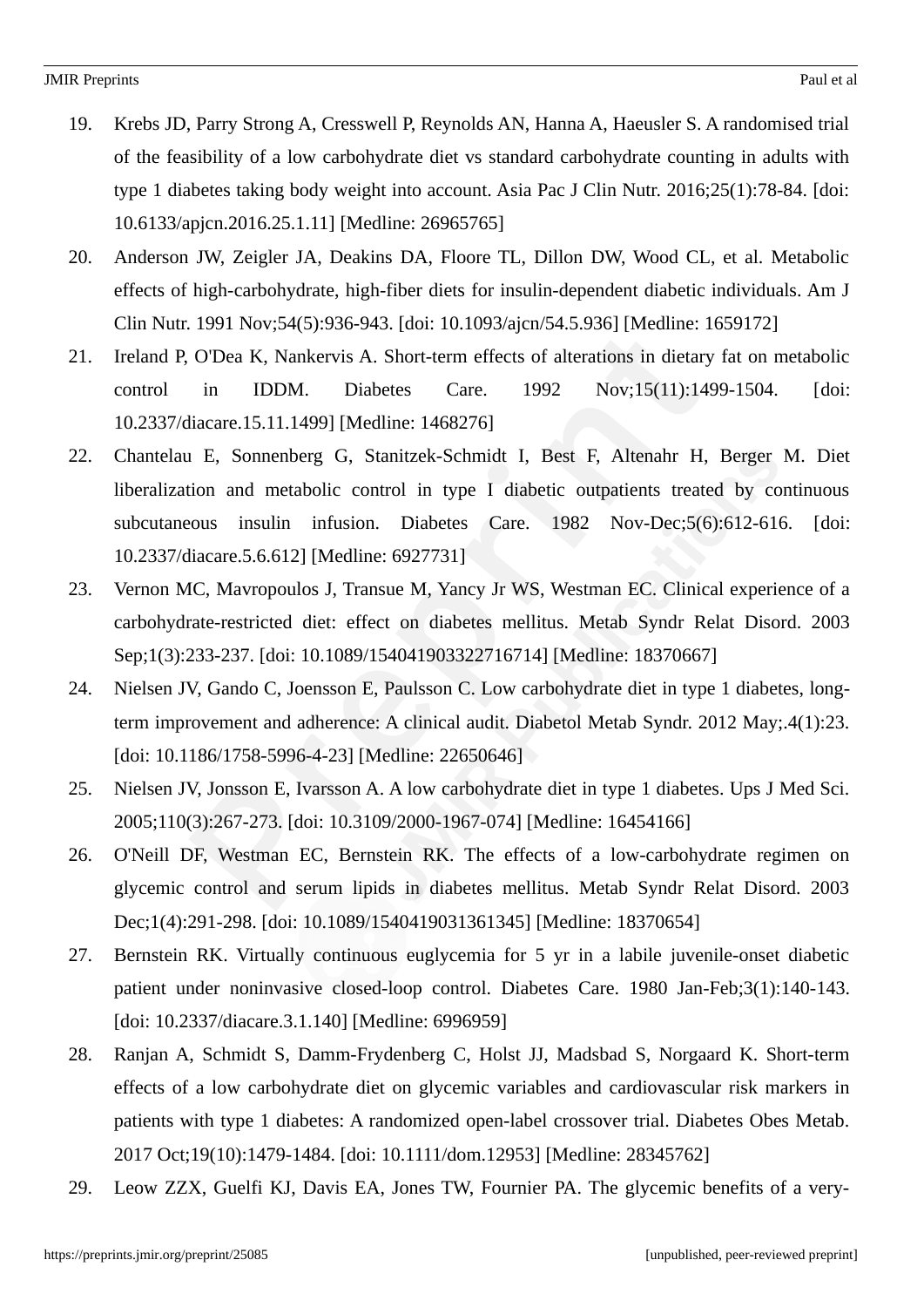19. Krebs JD, Parry Strong A, Cresswell P, Reynolds AN, Hanna A, Haeusler S. A randomised trial of the feasibility of a low carbohydrate diet vs standard carbohydrate counting in adults with type 1 diabetes taking body weight into account. Asia Pac J Clin Nutr. 2016;25(1):78-84. [doi: 10.6133/apjcn.2016.25.1.11] [Medline: 26965765]
20. Anderson JW, Zeigler JA, Deakins DA, Floore TL, Dillon DW, Wood CL, et al. Metabolic effects of high-carbohydrate, high-fiber diets for insulin-dependent diabetic individuals. Am J Clin Nutr. 1991 Nov;54(5):936-943. [doi: 10.1093/ajcn/54.5.936] [Medline: 1659172]
21. Ireland P, O'Dea K, Nankervis A. Short-term effects of alterations in dietary fat on metabolic control in IDDM. Diabetes Care. 1992 Nov;15(11):1499-1504. [doi: 10.2337/diacare.15.11.1499] [Medline: 1468276]
22. Chantelau E, Sonnenberg G, Stanitzek-Schmidt I, Best F, Altenahr H, Berger M. Diet liberalization and metabolic control in type I diabetic outpatients treated by continuous subcutaneous insulin infusion. Diabetes Care. 1982 Nov-Dec;5(6):612-616. [doi: 10.2337/diacare.5.6.612] [Medline: 6927731]
23. Vernon MC, Mavropoulos J, Transue M, Yancy Jr WS, Westman EC. Clinical experience of a carbohydrate-restricted diet: effect on diabetes mellitus. Metab Syndr Relat Disord. 2003 Sep;1(3):233-237. [doi: 10.1089/154041903322716714] [Medline: 18370667]
24. Nielsen JV, Gando C, Joensson E, Paulsson C. Low carbohydrate diet in type 1 diabetes, long-term improvement and adherence: A clinical audit. Diabetol Metab Syndr. 2012 May;.4(1):23. [doi: 10.1186/1758-5996-4-23] [Medline: 22650646]
25. Nielsen JV, Jonsson E, Ivarsson A. A low carbohydrate diet in type 1 diabetes. Ups J Med Sci. 2005;110(3):267-273. [doi: 10.3109/2000-1967-074] [Medline: 16454166]
26. O'Neill DF, Westman EC, Bernstein RK. The effects of a low-carbohydrate regimen on glycemic control and serum lipids in diabetes mellitus. Metab Syndr Relat Disord. 2003 Dec;1(4):291-298. [doi: 10.1089/1540419031361345] [Medline: 18370654]
27. Bernstein RK. Virtually continuous euglycemia for 5 yr in a labile juvenile-onset diabetic patient under noninvasive closed-loop control. Diabetes Care. 1980 Jan-Feb;3(1):140-143. [doi: 10.2337/diacare.3.1.140] [Medline: 6996959]
28. Ranjan A, Schmidt S, Damm-Frydenberg C, Holst JJ, Madsbad S, Norgaard K. Short-term effects of a low carbohydrate diet on glycemic variables and cardiovascular risk markers in patients with type 1 diabetes: A randomized open-label crossover trial. Diabetes Obes Metab. 2017 Oct;19(10):1479-1484. [doi: 10.1111/dom.12953] [Medline: 28345762]
29. Leow ZZX, Guelfi KJ, Davis EA, Jones TW, Fournier PA. The glycemic benefits of a very-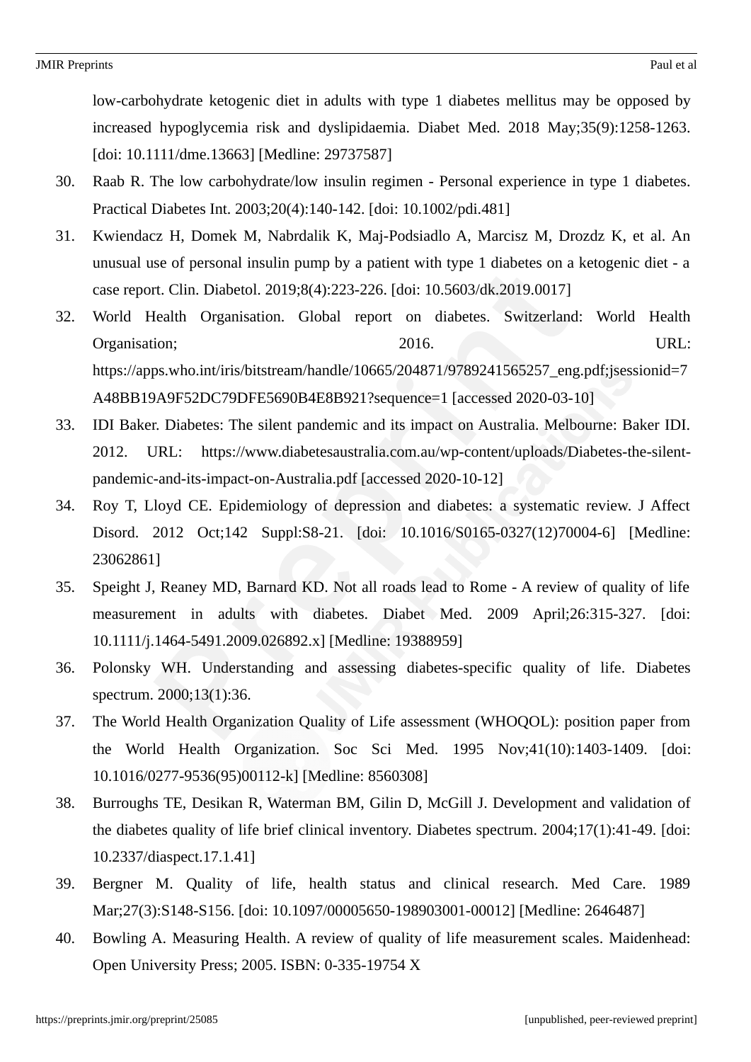low-carbohydrate ketogenic diet in adults with type 1 diabetes mellitus may be opposed by increased hypoglycemia risk and dyslipidaemia. Diabet Med. 2018 May;35(9):1258-1263. [doi: 10.1111/dme.13663] [Medline: 29737587]

30. Raab R. The low carbohydrate/low insulin regimen - Personal experience in type 1 diabetes. Practical Diabetes Int. 2003;20(4):140-142. [doi: 10.1002/pdi.481]
31. Kwiendacz H, Domek M, Nabrdalik K, Maj-Podsiadlo A, Marcisz M, Drozdz K, et al. An unusual use of personal insulin pump by a patient with type 1 diabetes on a ketogenic diet - a case report. Clin. Diabetol. 2019;8(4):223-226. [doi: 10.5603/dk.2019.0017]
32. World Health Organisation. Global report on diabetes. Switzerland: World Health Organisation; 2016. URL: https://apps.who.int/iris/bitstream/handle/10665/204871/9789241565257_eng.pdf;jsessionid=7A48BB19A9F52DC79DFE5690B4E8B921?sequence=1 [accessed 2020-03-10]
33. IDI Baker. Diabetes: The silent pandemic and its impact on Australia. Melbourne: Baker IDI. 2012. URL: https://www.diabetesaustralia.com.au/wp-content/uploads/Diabetes-the-silent-pandemic-and-its-impact-on-Australia.pdf [accessed 2020-10-12]
34. Roy T, Lloyd CE. Epidemiology of depression and diabetes: a systematic review. J Affect Disord. 2012 Oct;142 Suppl:S8-21. [doi: 10.1016/S0165-0327(12)70004-6] [Medline: 23062861]
35. Speight J, Reaney MD, Barnard KD. Not all roads lead to Rome - A review of quality of life measurement in adults with diabetes. Diabet Med. 2009 April;26:315-327. [doi: 10.1111/j.1464-5491.2009.026892.x] [Medline: 19388959]
36. Polonsky WH. Understanding and assessing diabetes-specific quality of life. Diabetes spectrum. 2000;13(1):36.
37. The World Health Organization Quality of Life assessment (WHOQOL): position paper from the World Health Organization. Soc Sci Med. 1995 Nov;41(10):1403-1409. [doi: 10.1016/0277-9536(95)00112-k] [Medline: 8560308]
38. Burroughs TE, Desikan R, Waterman BM, Gilin D, McGill J. Development and validation of the diabetes quality of life brief clinical inventory. Diabetes spectrum. 2004;17(1):41-49. [doi: 10.2337/diaspect.17.1.41]
39. Bergner M. Quality of life, health status and clinical research. Med Care. 1989 Mar;27(3):S148-S156. [doi: 10.1097/00005650-198903001-00012] [Medline: 2646487]
40. Bowling A. Measuring Health. A review of quality of life measurement scales. Maidenhead: Open University Press; 2005. ISBN: 0-335-19754 X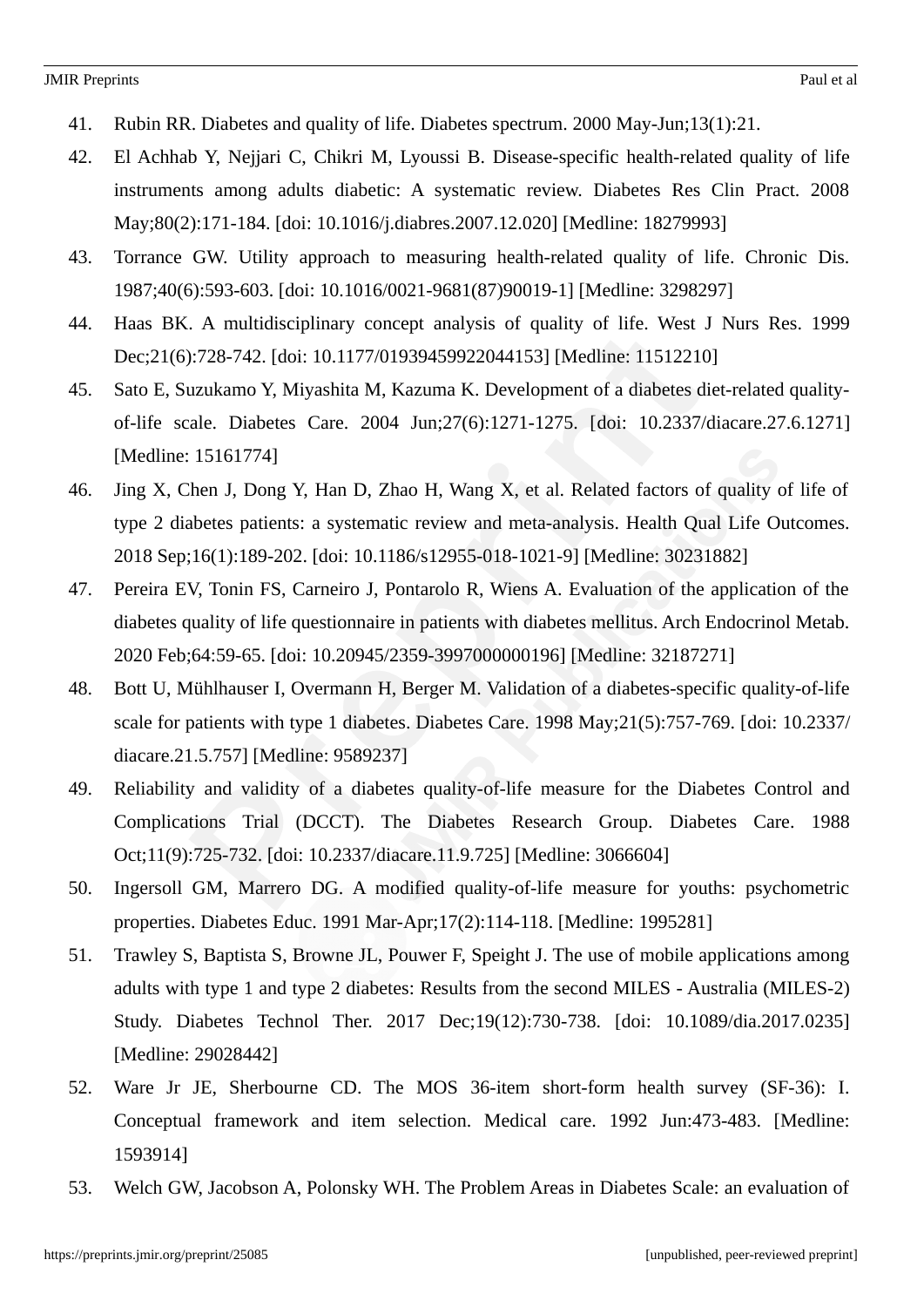41. Rubin RR. Diabetes and quality of life. Diabetes spectrum. 2000 May-Jun;13(1):21.
42. El Achhab Y, Nejjari C, Chikri M, Lyoussi B. Disease-specific health-related quality of life instruments among adults diabetic: A systematic review. Diabetes Res Clin Pract. 2008 May;80(2):171-184. [doi: 10.1016/j.diabres.2007.12.020] [Medline: 18279993]
43. Torrance GW. Utility approach to measuring health-related quality of life. Chronic Dis. 1987;40(6):593-603. [doi: 10.1016/0021-9681(87)90019-1] [Medline: 3298297]
44. Haas BK. A multidisciplinary concept analysis of quality of life. West J Nurs Res. 1999 Dec;21(6):728-742. [doi: 10.1177/01939459922044153] [Medline: 11512210]
45. Sato E, Suzukamo Y, Miyashita M, Kazuma K. Development of a diabetes diet-related quality-of-life scale. Diabetes Care. 2004 Jun;27(6):1271-1275. [doi: 10.2337/diacare.27.6.1271] [Medline: 15161774]
46. Jing X, Chen J, Dong Y, Han D, Zhao H, Wang X, et al. Related factors of quality of life of type 2 diabetes patients: a systematic review and meta-analysis. Health Qual Life Outcomes. 2018 Sep;16(1):189-202. [doi: 10.1186/s12955-018-1021-9] [Medline: 30231882]
47. Pereira EV, Tonin FS, Carneiro J, Pontarolo R, Wiens A. Evaluation of the application of the diabetes quality of life questionnaire in patients with diabetes mellitus. Arch Endocrinol Metab. 2020 Feb;64:59-65. [doi: 10.20945/2359-3997000000196] [Medline: 32187271]
48. Bott U, Mühlhauser I, Overmann H, Berger M. Validation of a diabetes-specific quality-of-life scale for patients with type 1 diabetes. Diabetes Care. 1998 May;21(5):757-769. [doi: 10.2337/diacare.21.5.757] [Medline: 9589237]
49. Reliability and validity of a diabetes quality-of-life measure for the Diabetes Control and Complications Trial (DCCT). The Diabetes Research Group. Diabetes Care. 1988 Oct;11(9):725-732. [doi: 10.2337/diacare.11.9.725] [Medline: 3066604]
50. Ingersoll GM, Marrero DG. A modified quality-of-life measure for youths: psychometric properties. Diabetes Educ. 1991 Mar-Apr;17(2):114-118. [Medline: 1995281]
51. Trawley S, Baptista S, Browne JL, Pouwer F, Speight J. The use of mobile applications among adults with type 1 and type 2 diabetes: Results from the second MILES - Australia (MILES-2) Study. Diabetes Technol Ther. 2017 Dec;19(12):730-738. [doi: 10.1089/dia.2017.0235] [Medline: 29028442]
52. Ware Jr JE, Sherbourne CD. The MOS 36-item short-form health survey (SF-36): I. Conceptual framework and item selection. Medical care. 1992 Jun:473-483. [Medline: 1593914]
53. Welch GW, Jacobson A, Polonsky WH. The Problem Areas in Diabetes Scale: an evaluation of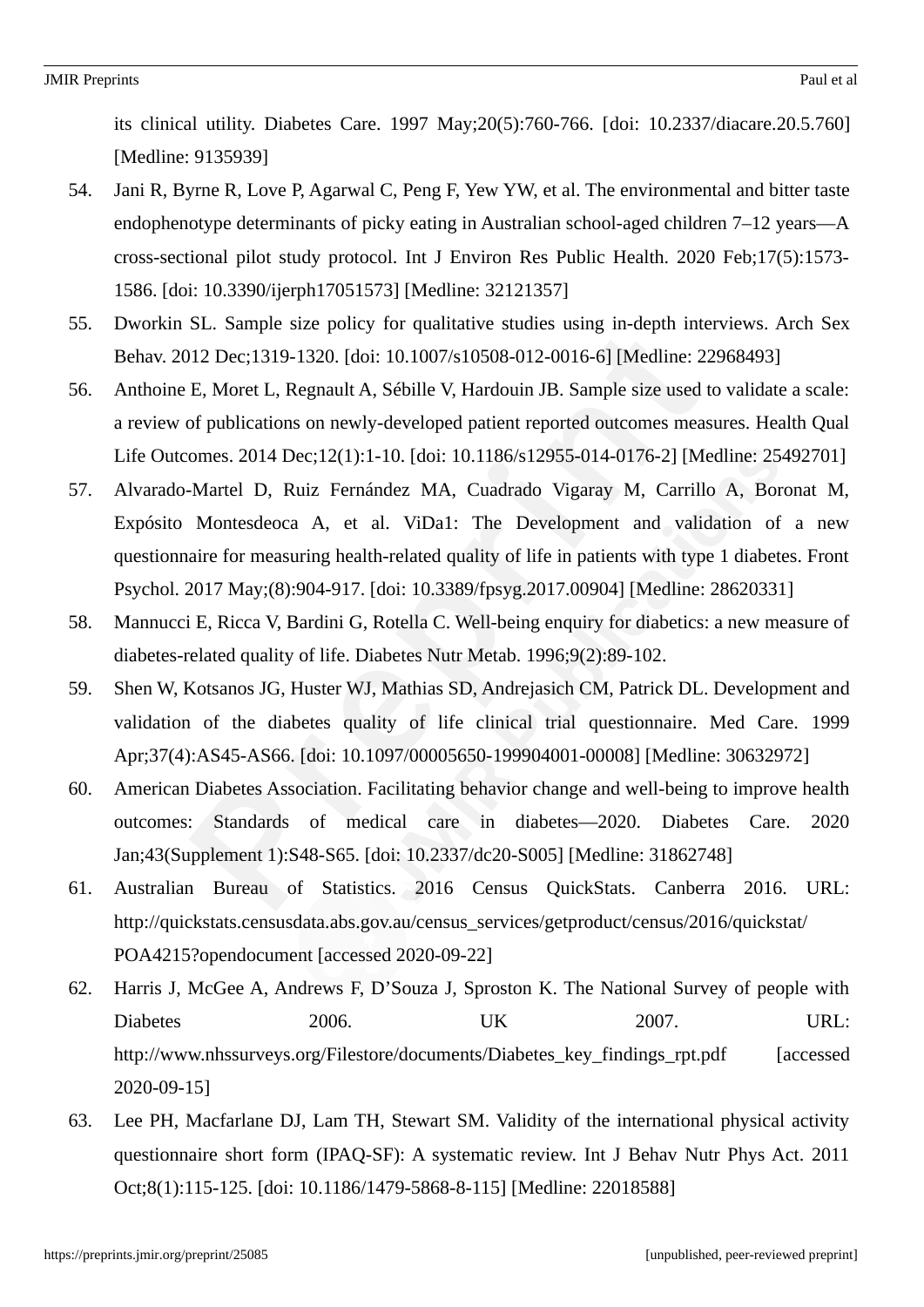its clinical utility. Diabetes Care. 1997 May;20(5):760-766. [doi: 10.2337/diacare.20.5.760] [Medline: 9135939]

54. Jani R, Byrne R, Love P, Agarwal C, Peng F, Yew YW, et al. The environmental and bitter taste endophenotype determinants of picky eating in Australian school-aged children 7–12 years—A cross-sectional pilot study protocol. Int J Environ Res Public Health. 2020 Feb;17(5):1573-1586. [doi: 10.3390/ijerph17051573] [Medline: 32121357]

55. Dworkin SL. Sample size policy for qualitative studies using in-depth interviews. Arch Sex Behav. 2012 Dec;1319-1320. [doi: 10.1007/s10508-012-0016-6] [Medline: 22968493]

56. Anthoine E, Moret L, Regnault A, Sébille V, Hardouin JB. Sample size used to validate a scale: a review of publications on newly-developed patient reported outcomes measures. Health Qual Life Outcomes. 2014 Dec;12(1):1-10. [doi: 10.1186/s12955-014-0176-2] [Medline: 25492701]

57. Alvarado-Martel D, Ruiz Fernández MA, Cuadrado Vigaray M, Carrillo A, Boronat M, Expósito Montesdeoca A, et al. ViDa1: The Development and validation of a new questionnaire for measuring health-related quality of life in patients with type 1 diabetes. Front Psychol. 2017 May;(8):904-917. [doi: 10.3389/fpsyg.2017.00904] [Medline: 28620331]

58. Mannucci E, Ricca V, Bardini G, Rotella C. Well-being enquiry for diabetics: a new measure of diabetes-related quality of life. Diabetes Nutr Metab. 1996;9(2):89-102.

59. Shen W, Kotsanos JG, Huster WJ, Mathias SD, Andrejasich CM, Patrick DL. Development and validation of the diabetes quality of life clinical trial questionnaire. Med Care. 1999 Apr;37(4):AS45-AS66. [doi: 10.1097/00005650-199904001-00008] [Medline: 30632972]

60. American Diabetes Association. Facilitating behavior change and well-being to improve health outcomes: Standards of medical care in diabetes—2020. Diabetes Care. 2020 Jan;43(Supplement 1):S48-S65. [doi: 10.2337/dc20-S005] [Medline: 31862748]

61. Australian Bureau of Statistics. 2016 Census QuickStats. Canberra 2016. URL: http://quickstats.censusdata.abs.gov.au/census_services/getproduct/census/2016/quickstat/POA4215?opendocument [accessed 2020-09-22]

62. Harris J, McGee A, Andrews F, D'Souza J, Sproston K. The National Survey of people with Diabetes 2006. UK 2007. URL: http://www.nhssurveys.org/Filestore/documents/Diabetes_key_findings_rpt.pdf [accessed 2020-09-15]

63. Lee PH, Macfarlane DJ, Lam TH, Stewart SM. Validity of the international physical activity questionnaire short form (IPAQ-SF): A systematic review. Int J Behav Nutr Phys Act. 2011 Oct;8(1):115-125. [doi: 10.1186/1479-5868-8-115] [Medline: 22018588]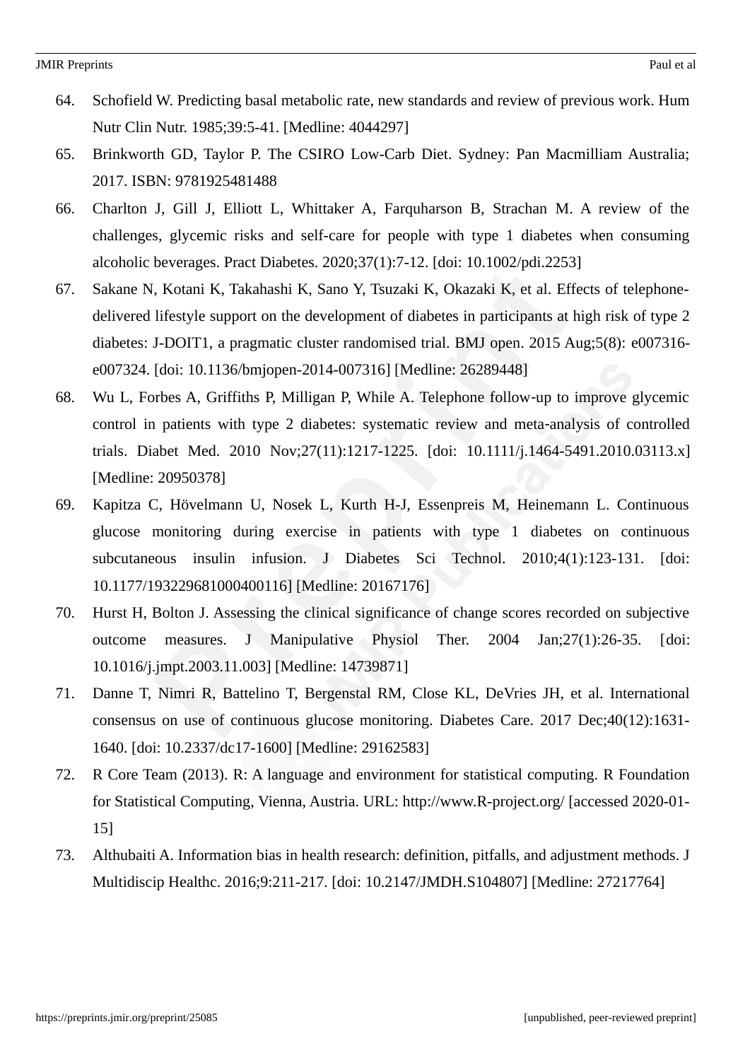64. Schofield W. Predicting basal metabolic rate, new standards and review of previous work. Hum Nutr Clin Nutr. 1985;39:5-41. [Medline: 4044297]

65. Brinkworth GD, Taylor P. The CSIRO Low-Carb Diet. Sydney: Pan Macmilliam Australia; 2017. ISBN: 9781925481488

66. Charlton J, Gill J, Elliott L, Whittaker A, Farquharson B, Strachan M. A review of the challenges, glycemic risks and self-care for people with type 1 diabetes when consuming alcoholic beverages. Pract Diabetes. 2020;37(1):7-12. [doi: 10.1002/pdi.2253]

67. Sakane N, Kotani K, Takahashi K, Sano Y, Tsuzaki K, Okazaki K, et al. Effects of telephone-delivered lifestyle support on the development of diabetes in participants at high risk of type 2 diabetes: J-DOIT1, a pragmatic cluster randomised trial. BMJ open. 2015 Aug;5(8): e007316-e007324. [doi: 10.1136/bmjopen-2014-007316] [Medline: 26289448]

68. Wu L, Forbes A, Griffiths P, Milligan P, While A. Telephone follow-up to improve glycemic control in patients with type 2 diabetes: systematic review and meta-analysis of controlled trials. Diabet Med. 2010 Nov;27(11):1217-1225. [doi: 10.1111/j.1464-5491.2010.03113.x] [Medline: 20950378]

69. Kapitza C, Hövelmann U, Nosek L, Kurth H-J, Essenpreis M, Heinemann L. Continuous glucose monitoring during exercise in patients with type 1 diabetes on continuous subcutaneous insulin infusion. J Diabetes Sci Technol. 2010;4(1):123-131. [doi: 10.1177/193229681000400116] [Medline: 20167176]

70. Hurst H, Bolton J. Assessing the clinical significance of change scores recorded on subjective outcome measures. J Manipulative Physiol Ther. 2004 Jan;27(1):26-35. [doi: 10.1016/j.jmpt.2003.11.003] [Medline: 14739871]

71. Danne T, Nimri R, Battelino T, Bergenstal RM, Close KL, DeVries JH, et al. International consensus on use of continuous glucose monitoring. Diabetes Care. 2017 Dec;40(12):1631-1640. [doi: 10.2337/dc17-1600] [Medline: 29162583]

72. R Core Team (2013). R: A language and environment for statistical computing. R Foundation for Statistical Computing, Vienna, Austria. URL: http://www.R-project.org/ [accessed 2020-01-15]

73. Althubaiti A. Information bias in health research: definition, pitfalls, and adjustment methods. J Multidiscip Healthc. 2016;9:211-217. [doi: 10.2147/JMDH.S104807] [Medline: 27217764]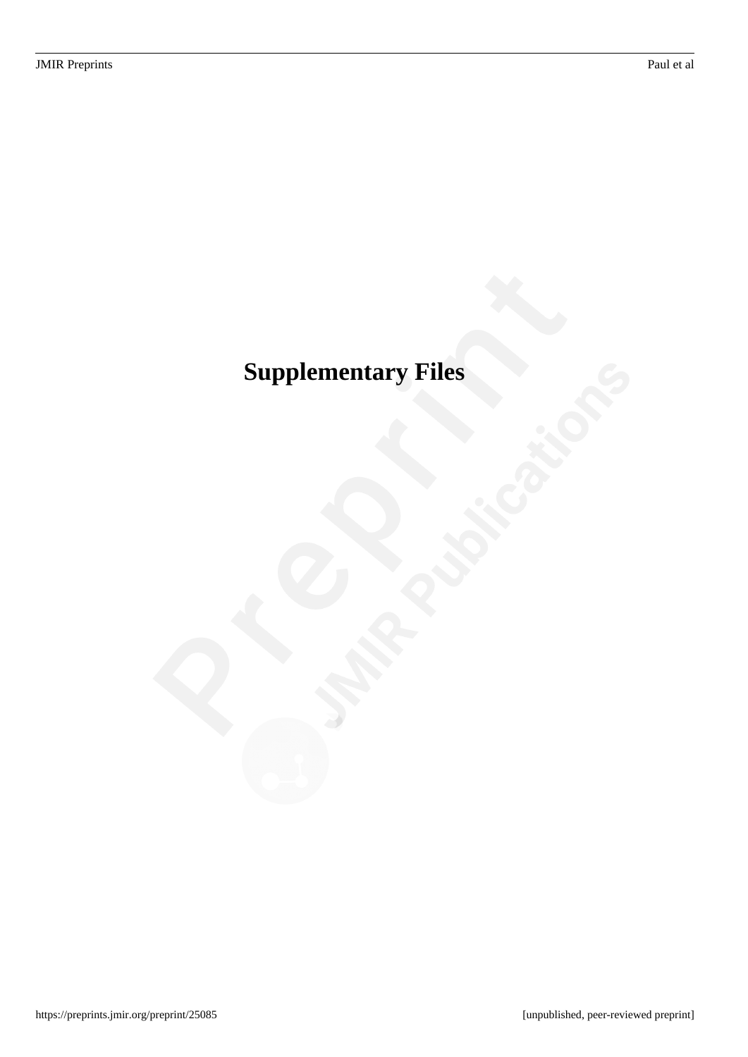# Supplementary Files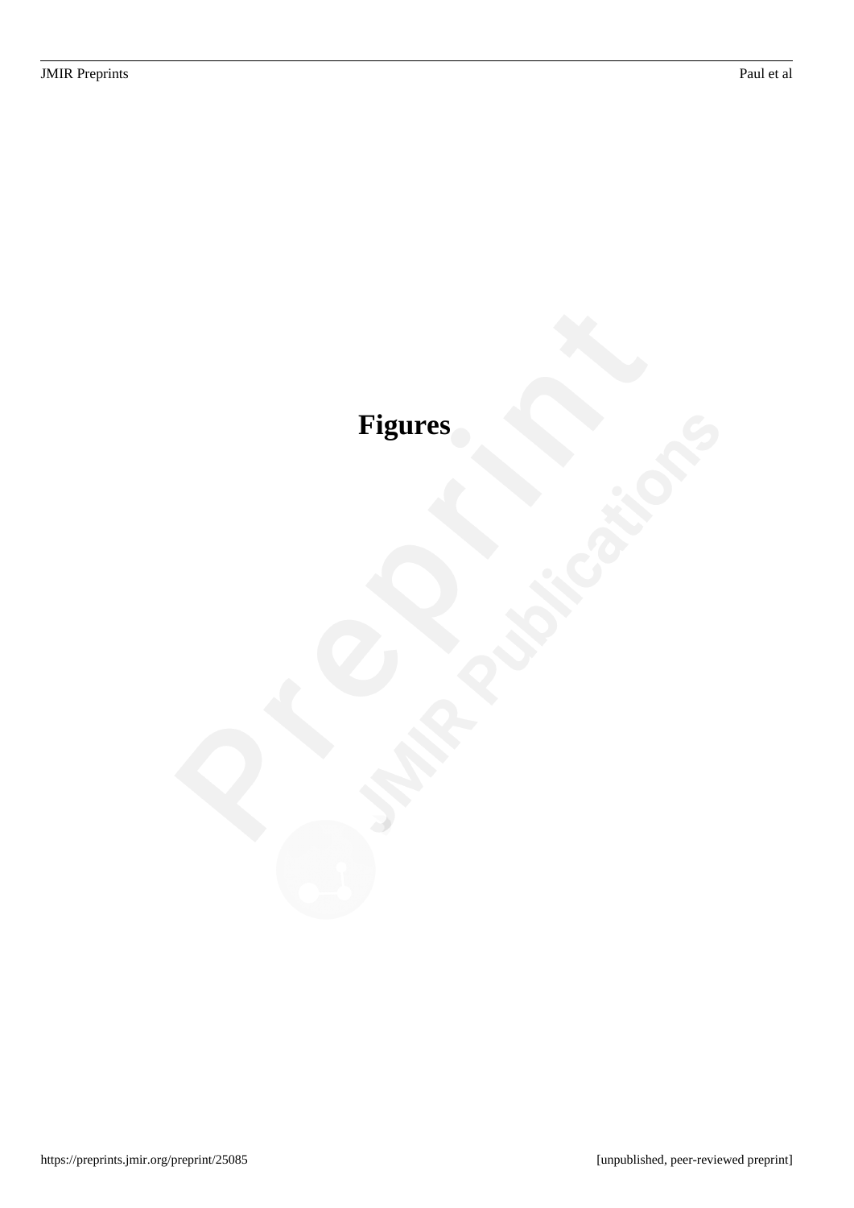# Figures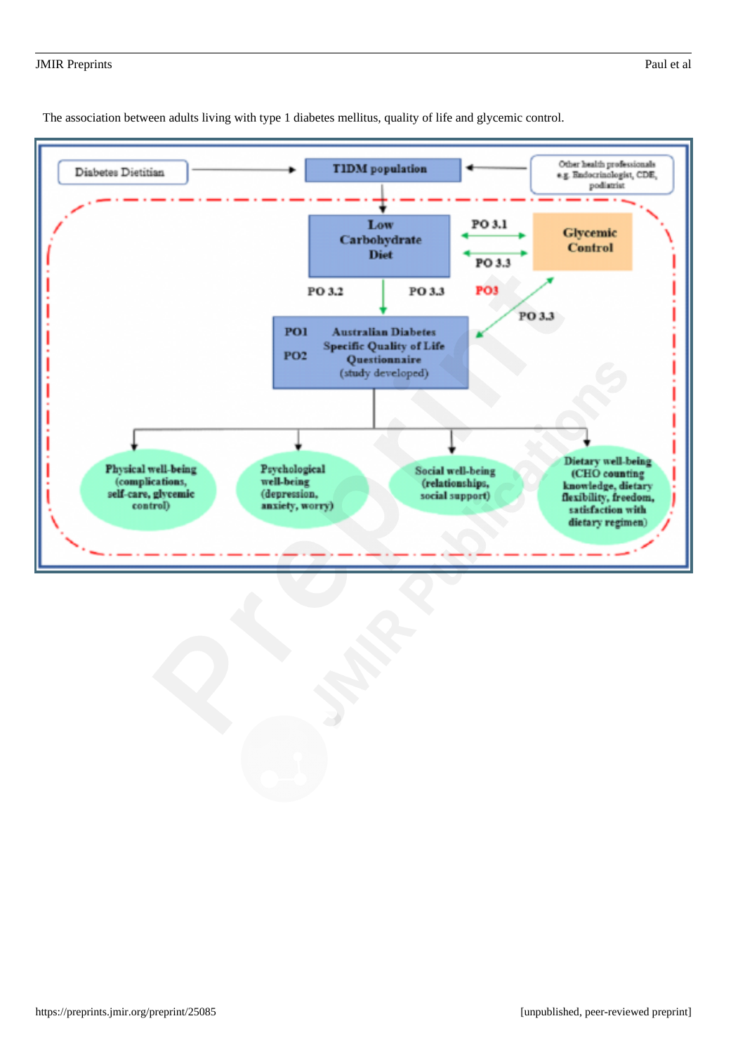The association between adults living with type 1 diabetes mellitus, quality of life and glycemic control.

Diabetes Dietitian

T1DM population

Other health professionals e.g. Endocrinologist, CDE, podiatrist

Low Carbohydrate Diet

PO 3.1

PO 3.3

Glycemic Control

PO 3.2

PO 3.3

PO3

PO 3.3

PO1

PO2

Australian Diabetes Specific Quality of Life Questionnaire (study developed)

Physical well-being (complications, self-care, glycemic control)

Psychological well-being (depression, anxiety, worry)

Social well-being (relationships, social support)

Dietary well-being (CHO counting knowledge, dietary flexibility, freedom, satisfaction with dietary regimen)